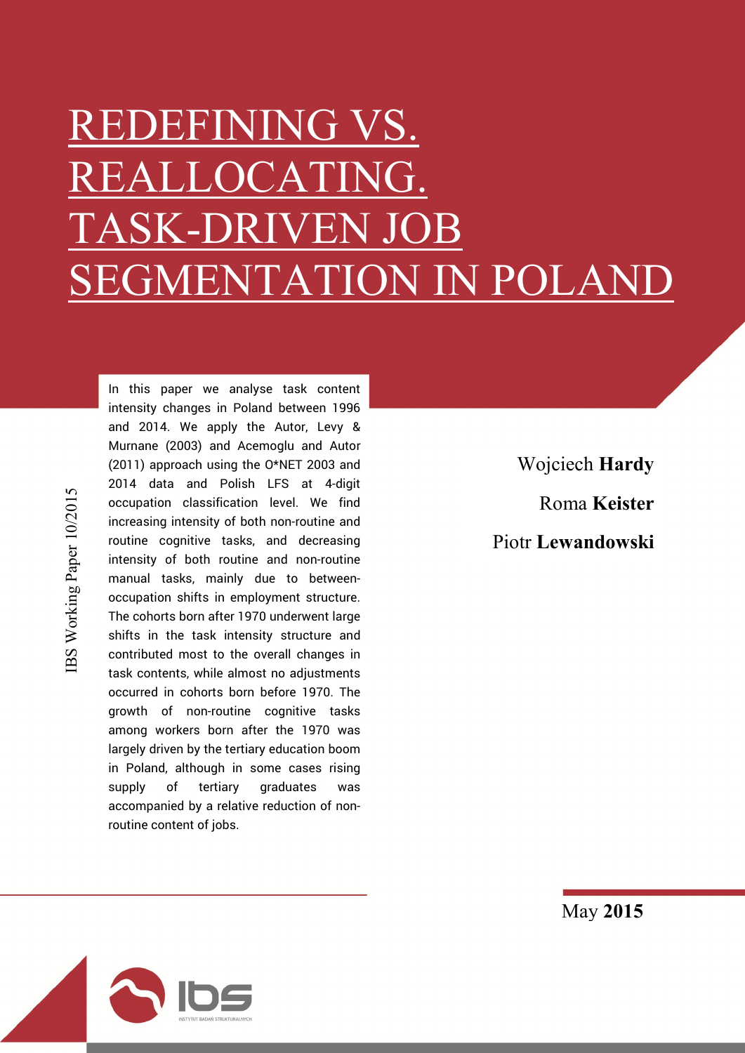# REDEFINING VS. REALLOCATING. TASK-DRIVEN JOB SEGMENTATION IN POLAND

IBS Working Paper 10/2015

In this paper we analyse task content intensity changes in Poland between 1996 and 2014. We apply the Autor, Levy & Murnane (2003) and Acemoglu and Autor (2011) approach using the O*NET 2003 and 2014 data and Polish LFS at 4-digit occupation classification level. We find increasing intensity of both non-routine and routine cognitive tasks, and decreasing intensity of both routine and non-routine manual tasks, mainly due to between-occupation shifts in employment structure. The cohorts born after 1970 underwent large shifts in the task intensity structure and contributed most to the overall changes in task contents, while almost no adjustments occurred in cohorts born before 1970. The growth of non-routine cognitive tasks among workers born after the 1970 was largely driven by the tertiary education boom in Poland, although in some cases rising supply of tertiary graduates was accompanied by a relative reduction of non-routine content of jobs.

Wojciech **Hardy**

Roma **Keister**

Piotr **Lewandowski**

May **2015**

INSTYTUT BADAŃ STRUKTURALNYCH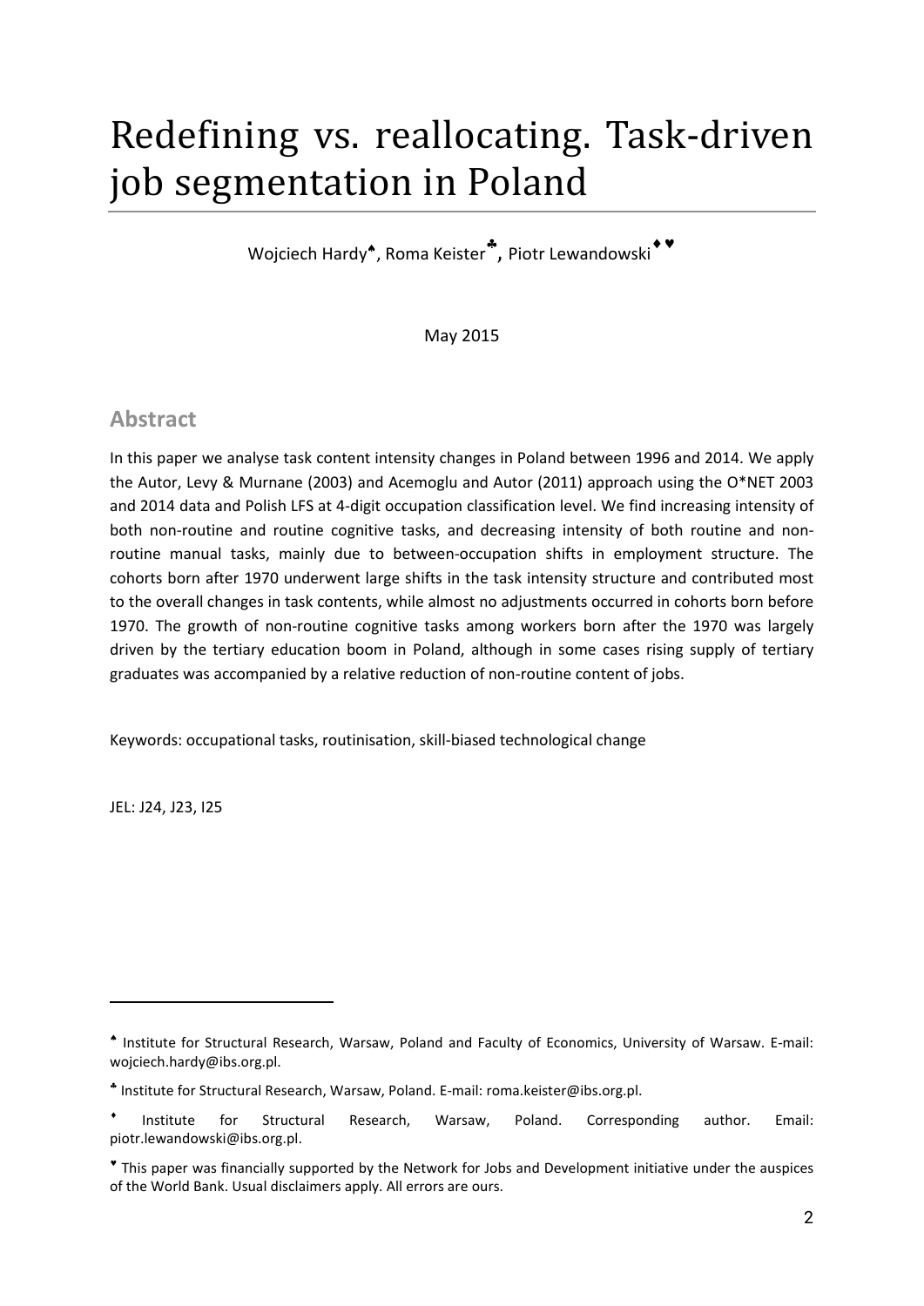# Redefining vs. reallocating. Task-driven job segmentation in Poland

Wojciech Hardy[♠], Roma Keister[♣], Piotr Lewandowski[♦ ♥]

May 2015

## Abstract

In this paper we analyse task content intensity changes in Poland between 1996 and 2014. We apply the Autor, Levy & Murnane (2003) and Acemoglu and Autor (2011) approach using the O*NET 2003 and 2014 data and Polish LFS at 4-digit occupation classification level. We find increasing intensity of both non-routine and routine cognitive tasks, and decreasing intensity of both routine and non-routine manual tasks, mainly due to between-occupation shifts in employment structure. The cohorts born after 1970 underwent large shifts in the task intensity structure and contributed most to the overall changes in task contents, while almost no adjustments occurred in cohorts born before 1970. The growth of non-routine cognitive tasks among workers born after the 1970 was largely driven by the tertiary education boom in Poland, although in some cases rising supply of tertiary graduates was accompanied by a relative reduction of non-routine content of jobs.

Keywords: occupational tasks, routinisation, skill-biased technological change

JEL: J24, J23, I25

---

[♠] Institute for Structural Research, Warsaw, Poland and Faculty of Economics, University of Warsaw. E-mail: wojciech.hardy@ibs.org.pl.

[♣] Institute for Structural Research, Warsaw, Poland. E-mail: roma.keister@ibs.org.pl.

[♦] Institute for Structural Research, Warsaw, Poland. Corresponding author. Email: piotr.lewandowski@ibs.org.pl.

[♥] This paper was financially supported by the Network for Jobs and Development initiative under the auspices of the World Bank. Usual disclaimers apply. All errors are ours.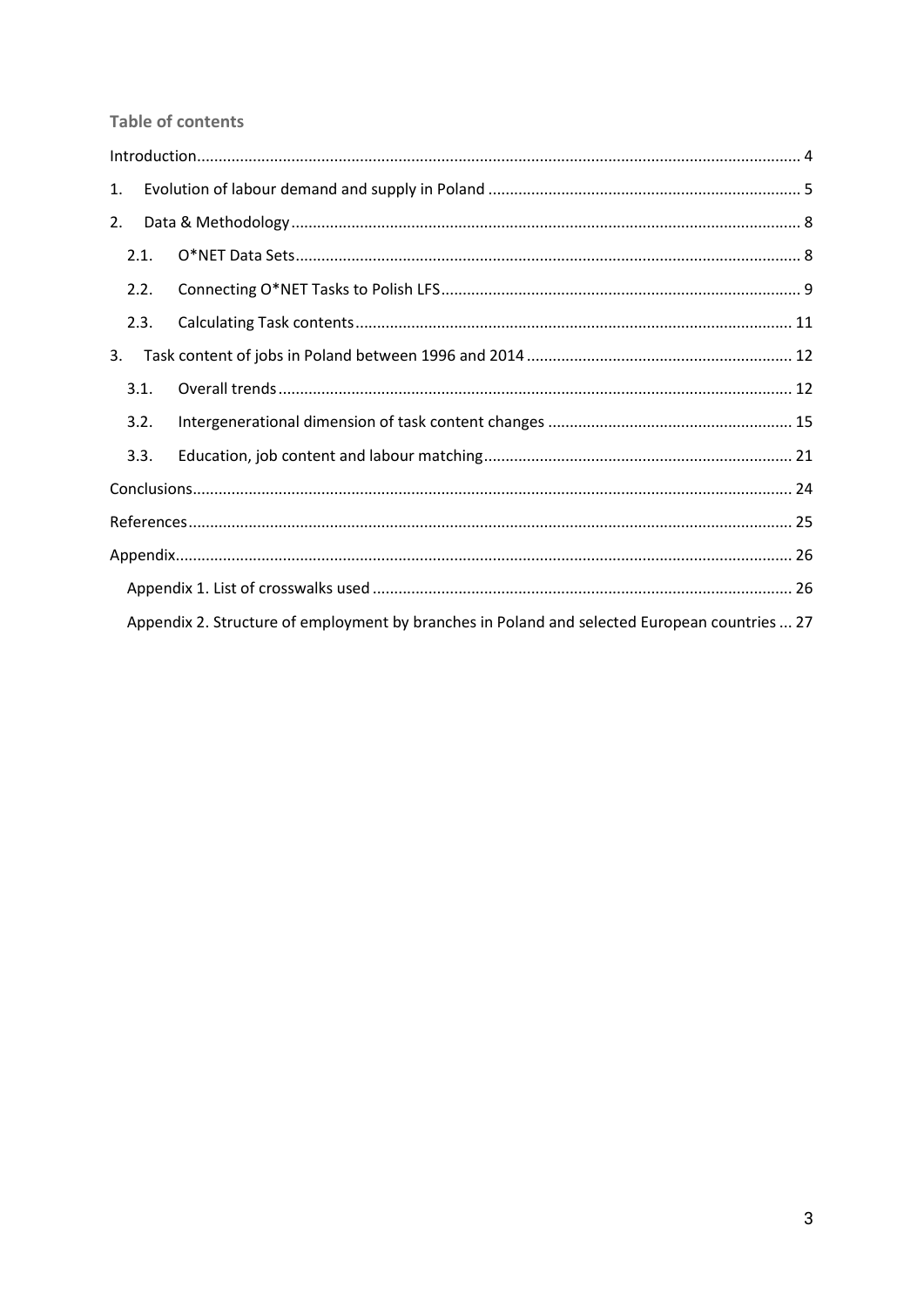## Table of contents

Introduction .......... 4

1. Evolution of labour demand and supply in Poland .......... 5
2. Data & Methodology .......... 8
   - 2.1. O*NET Data Sets .......... 8
   - 2.2. Connecting O*NET Tasks to Polish LFS .......... 9
   - 2.3. Calculating Task contents .......... 11
3. Task content of jobs in Poland between 1996 and 2014 .......... 12
   - 3.1. Overall trends .......... 12
   - 3.2. Intergenerational dimension of task content changes .......... 15
   - 3.3. Education, job content and labour matching .......... 21

Conclusions .......... 24

References .......... 25

Appendix .......... 26

- Appendix 1. List of crosswalks used .......... 26
- Appendix 2. Structure of employment by branches in Poland and selected European countries .......... 27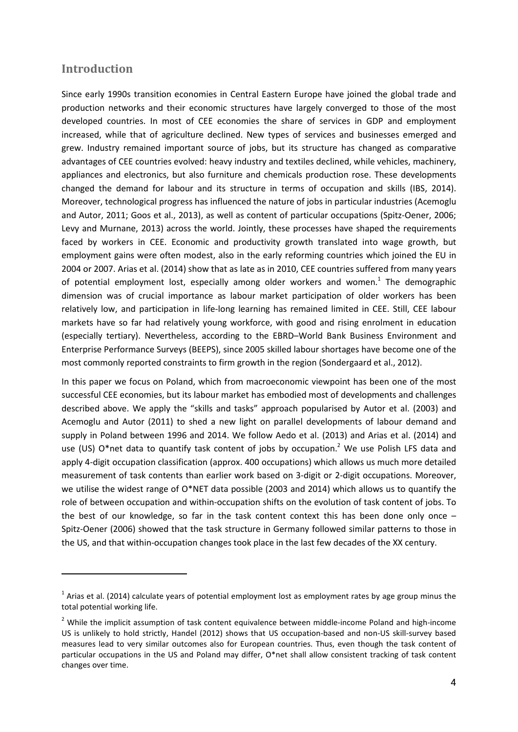## Introduction

Since early 1990s transition economies in Central Eastern Europe have joined the global trade and production networks and their economic structures have largely converged to those of the most developed countries. In most of CEE economies the share of services in GDP and employment increased, while that of agriculture declined. New types of services and businesses emerged and grew. Industry remained important source of jobs, but its structure has changed as comparative advantages of CEE countries evolved: heavy industry and textiles declined, while vehicles, machinery, appliances and electronics, but also furniture and chemicals production rose. These developments changed the demand for labour and its structure in terms of occupation and skills (IBS, 2014). Moreover, technological progress has influenced the nature of jobs in particular industries (Acemoglu and Autor, 2011; Goos et al., 2013), as well as content of particular occupations (Spitz-Oener, 2006; Levy and Murnane, 2013) across the world. Jointly, these processes have shaped the requirements faced by workers in CEE. Economic and productivity growth translated into wage growth, but employment gains were often modest, also in the early reforming countries which joined the EU in 2004 or 2007. Arias et al. (2014) show that as late as in 2010, CEE countries suffered from many years of potential employment lost, especially among older workers and women.[1] The demographic dimension was of crucial importance as labour market participation of older workers has been relatively low, and participation in life-long learning has remained limited in CEE. Still, CEE labour markets have so far had relatively young workforce, with good and rising enrolment in education (especially tertiary). Nevertheless, according to the EBRD–World Bank Business Environment and Enterprise Performance Surveys (BEEPS), since 2005 skilled labour shortages have become one of the most commonly reported constraints to firm growth in the region (Sondergaard et al., 2012).

In this paper we focus on Poland, which from macroeconomic viewpoint has been one of the most successful CEE economies, but its labour market has embodied most of developments and challenges described above. We apply the "skills and tasks" approach popularised by Autor et al. (2003) and Acemoglu and Autor (2011) to shed a new light on parallel developments of labour demand and supply in Poland between 1996 and 2014. We follow Aedo et al. (2013) and Arias et al. (2014) and use (US) O*net data to quantify task content of jobs by occupation.[2] We use Polish LFS data and apply 4-digit occupation classification (approx. 400 occupations) which allows us much more detailed measurement of task contents than earlier work based on 3-digit or 2-digit occupations. Moreover, we utilise the widest range of O*NET data possible (2003 and 2014) which allows us to quantify the role of between occupation and within-occupation shifts on the evolution of task content of jobs. To the best of our knowledge, so far in the task content context this has been done only once – Spitz-Oener (2006) showed that the task structure in Germany followed similar patterns to those in the US, and that within-occupation changes took place in the last few decades of the XX century.

---

[1] Arias et al. (2014) calculate years of potential employment lost as employment rates by age group minus the total potential working life.

[2] While the implicit assumption of task content equivalence between middle-income Poland and high-income US is unlikely to hold strictly, Handel (2012) shows that US occupation-based and non-US skill-survey based measures lead to very similar outcomes also for European countries. Thus, even though the task content of particular occupations in the US and Poland may differ, O*net shall allow consistent tracking of task content changes over time.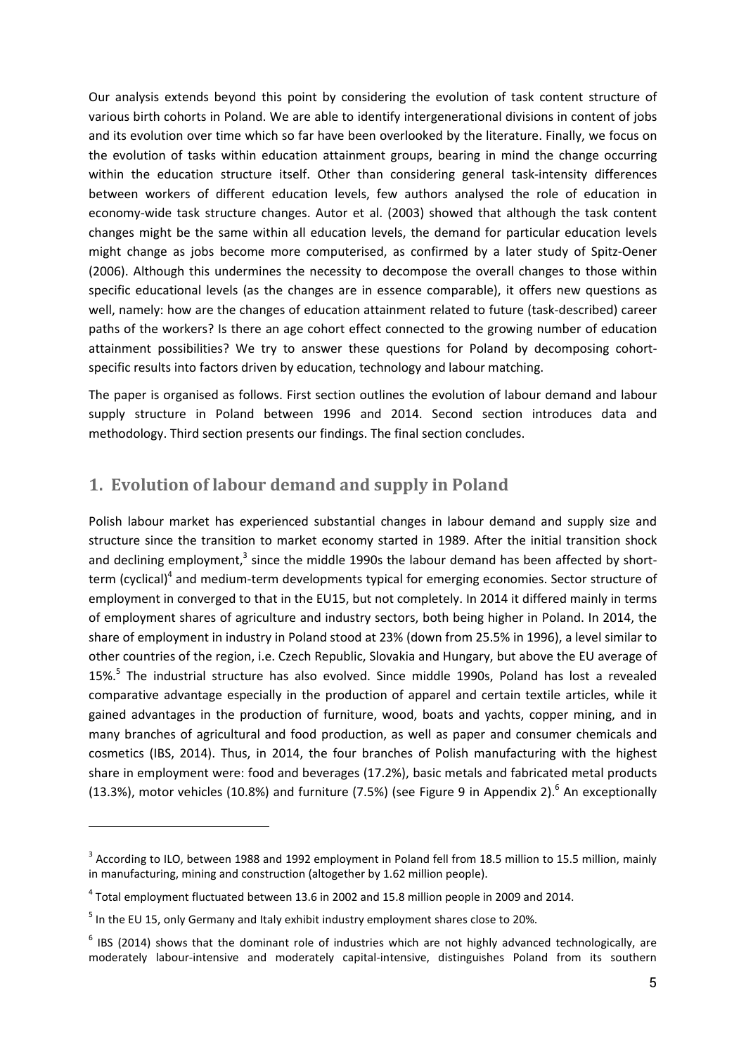Our analysis extends beyond this point by considering the evolution of task content structure of various birth cohorts in Poland. We are able to identify intergenerational divisions in content of jobs and its evolution over time which so far have been overlooked by the literature. Finally, we focus on the evolution of tasks within education attainment groups, bearing in mind the change occurring within the education structure itself. Other than considering general task-intensity differences between workers of different education levels, few authors analysed the role of education in economy-wide task structure changes. Autor et al. (2003) showed that although the task content changes might be the same within all education levels, the demand for particular education levels might change as jobs become more computerised, as confirmed by a later study of Spitz-Oener (2006). Although this undermines the necessity to decompose the overall changes to those within specific educational levels (as the changes are in essence comparable), it offers new questions as well, namely: how are the changes of education attainment related to future (task-described) career paths of the workers? Is there an age cohort effect connected to the growing number of education attainment possibilities? We try to answer these questions for Poland by decomposing cohort-specific results into factors driven by education, technology and labour matching.

The paper is organised as follows. First section outlines the evolution of labour demand and labour supply structure in Poland between 1996 and 2014. Second section introduces data and methodology. Third section presents our findings. The final section concludes.

## 1. Evolution of labour demand and supply in Poland

Polish labour market has experienced substantial changes in labour demand and supply size and structure since the transition to market economy started in 1989. After the initial transition shock and declining employment,[3] since the middle 1990s the labour demand has been affected by short-term (cyclical)[4] and medium-term developments typical for emerging economies. Sector structure of employment in converged to that in the EU15, but not completely. In 2014 it differed mainly in terms of employment shares of agriculture and industry sectors, both being higher in Poland. In 2014, the share of employment in industry in Poland stood at 23% (down from 25.5% in 1996), a level similar to other countries of the region, i.e. Czech Republic, Slovakia and Hungary, but above the EU average of 15%.[5] The industrial structure has also evolved. Since middle 1990s, Poland has lost a revealed comparative advantage especially in the production of apparel and certain textile articles, while it gained advantages in the production of furniture, wood, boats and yachts, copper mining, and in many branches of agricultural and food production, as well as paper and consumer chemicals and cosmetics (IBS, 2014). Thus, in 2014, the four branches of Polish manufacturing with the highest share in employment were: food and beverages (17.2%), basic metals and fabricated metal products (13.3%), motor vehicles (10.8%) and furniture (7.5%) (see Figure 9 in Appendix 2).[6] An exceptionally

---

[3] According to ILO, between 1988 and 1992 employment in Poland fell from 18.5 million to 15.5 million, mainly in manufacturing, mining and construction (altogether by 1.62 million people).

[4] Total employment fluctuated between 13.6 in 2002 and 15.8 million people in 2009 and 2014.

[5] In the EU 15, only Germany and Italy exhibit industry employment shares close to 20%.

[6] IBS (2014) shows that the dominant role of industries which are not highly advanced technologically, are moderately labour-intensive and moderately capital-intensive, distinguishes Poland from its southern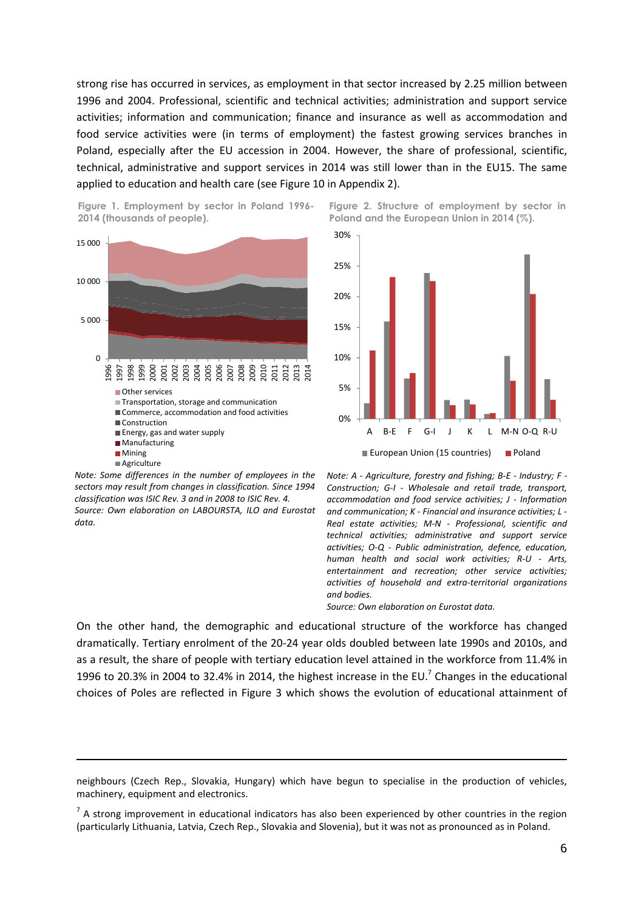strong rise has occurred in services, as employment in that sector increased by 2.25 million between 1996 and 2004. Professional, scientific and technical activities; administration and support service activities; information and communication; finance and insurance as well as accommodation and food service activities were (in terms of employment) the fastest growing services branches in Poland, especially after the EU accession in 2004. However, the share of professional, scientific, technical, administrative and support services in 2014 was still lower than in the EU15. The same applied to education and health care (see Figure 10 in Appendix 2).

**Figure 1. Employment by sector in Poland 1996-2014 (thousands of people).**

- Other services
- Transportation, storage and communication
- Commerce, accommodation and food activities
- Construction
- Energy, gas and water supply
- Manufacturing
- Mining
- Agriculture

*Note: Some differences in the number of employees in the sectors may result from changes in classification. Since 1994 classification was ISIC Rev. 3 and in 2008 to ISIC Rev. 4.*
*Source: Own elaboration on LABOURSTA, ILO and Eurostat data.*

**Figure 2. Structure of employment by sector in Poland and the European Union in 2014 (%).**

- European Union (15 countries)
- Poland

*Note: A - Agriculture, forestry and fishing; B-E - Industry; F - Construction; G-I - Wholesale and retail trade, transport, accommodation and food service activities; J - Information and communication; K - Financial and insurance activities; L - Real estate activities; M-N - Professional, scientific and technical activities; administrative and support service activities; O-Q - Public administration, defence, education, human health and social work activities; R-U - Arts, entertainment and recreation; other service activities; activities of household and extra-territorial organizations and bodies.*
*Source: Own elaboration on Eurostat data.*

On the other hand, the demographic and educational structure of the workforce has changed dramatically. Tertiary enrolment of the 20-24 year olds doubled between late 1990s and 2010s, and as a result, the share of people with tertiary education level attained in the workforce from 11.4% in 1996 to 20.3% in 2004 to 32.4% in 2014, the highest increase in the EU.[7] Changes in the educational choices of Poles are reflected in Figure 3 which shows the evolution of educational attainment of

---

neighbours (Czech Rep., Slovakia, Hungary) which have begun to specialise in the production of vehicles, machinery, equipment and electronics.

[7] A strong improvement in educational indicators has also been experienced by other countries in the region (particularly Lithuania, Latvia, Czech Rep., Slovakia and Slovenia), but it was not as pronounced as in Poland.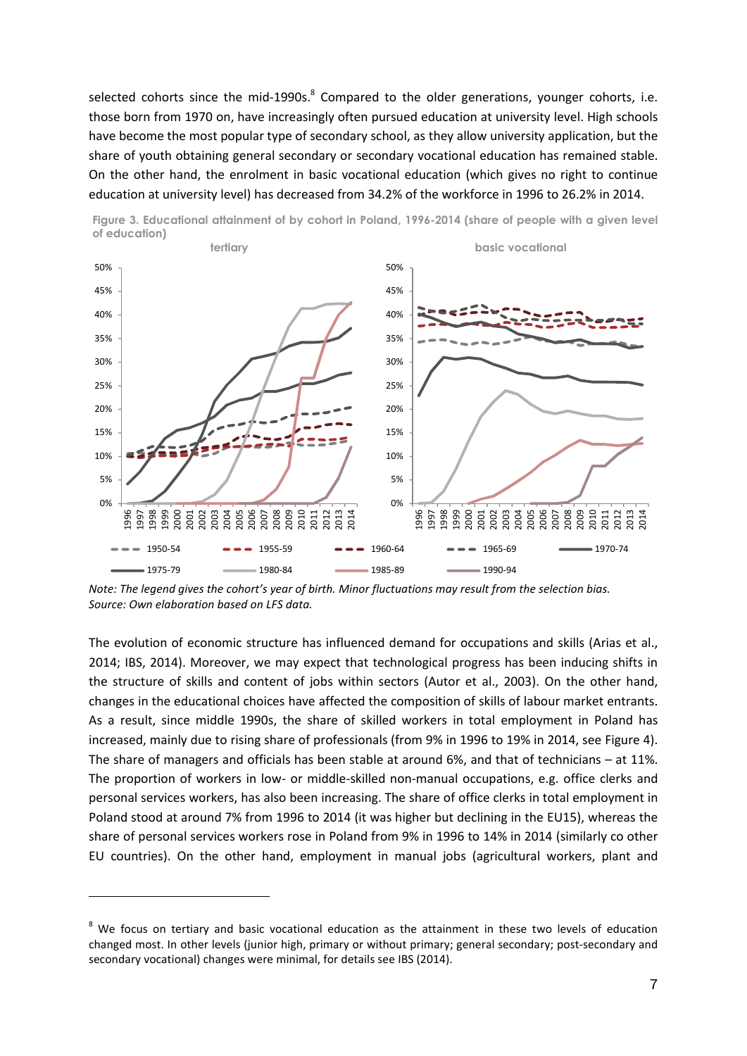selected cohorts since the mid-1990s.[8] Compared to the older generations, younger cohorts, i.e. those born from 1970 on, have increasingly often pursued education at university level. High schools have become the most popular type of secondary school, as they allow university application, but the share of youth obtaining general secondary or secondary vocational education has remained stable. On the other hand, the enrolment in basic vocational education (which gives no right to continue education at university level) has decreased from 34.2% of the workforce in 1996 to 26.2% in 2014.

**Figure 3. Educational attainment of by cohort in Poland, 1996-2014 (share of people with a given level of education)**

*Note: The legend gives the cohort's year of birth. Minor fluctuations may result from the selection bias.*
*Source: Own elaboration based on LFS data.*

The evolution of economic structure has influenced demand for occupations and skills (Arias et al., 2014; IBS, 2014). Moreover, we may expect that technological progress has been inducing shifts in the structure of skills and content of jobs within sectors (Autor et al., 2003). On the other hand, changes in the educational choices have affected the composition of skills of labour market entrants. As a result, since middle 1990s, the share of skilled workers in total employment in Poland has increased, mainly due to rising share of professionals (from 9% in 1996 to 19% in 2014, see Figure 4). The share of managers and officials has been stable at around 6%, and that of technicians – at 11%. The proportion of workers in low- or middle-skilled non-manual occupations, e.g. office clerks and personal services workers, has also been increasing. The share of office clerks in total employment in Poland stood at around 7% from 1996 to 2014 (it was higher but declining in the EU15), whereas the share of personal services workers rose in Poland from 9% in 1996 to 14% in 2014 (similarly co other EU countries). On the other hand, employment in manual jobs (agricultural workers, plant and

---

[8] We focus on tertiary and basic vocational education as the attainment in these two levels of education changed most. In other levels (junior high, primary or without primary; general secondary; post-secondary and secondary vocational) changes were minimal, for details see IBS (2014).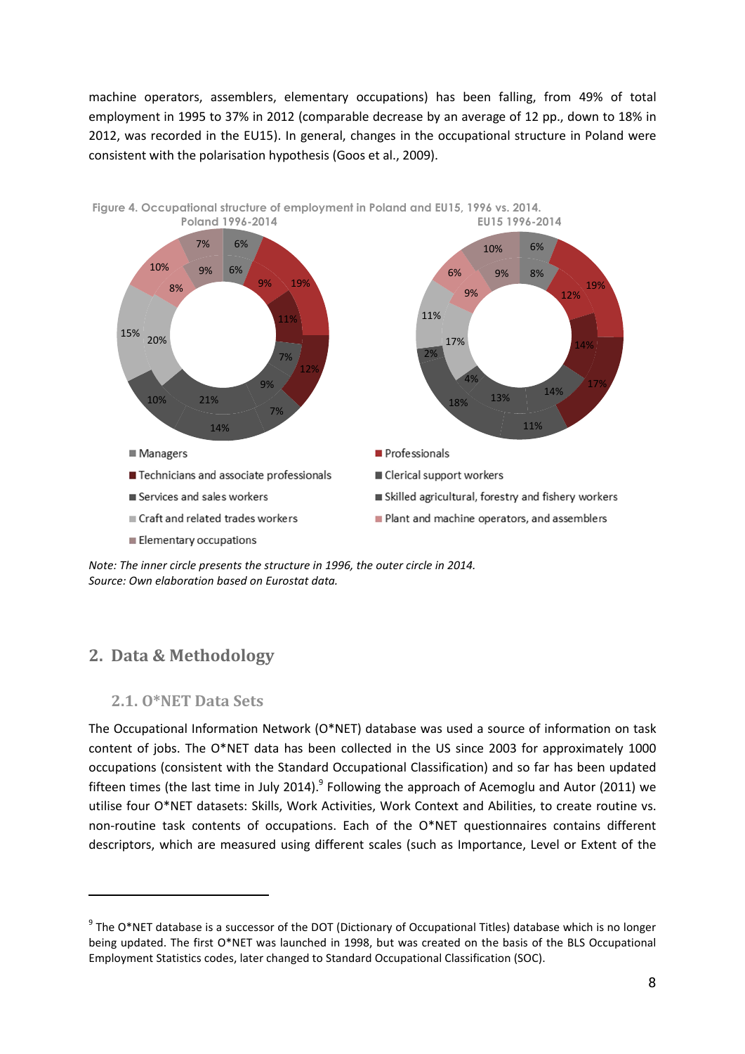machine operators, assemblers, elementary occupations) has been falling, from 49% of total employment in 1995 to 37% in 2012 (comparable decrease by an average of 12 pp., down to 18% in 2012, was recorded in the EU15). In general, changes in the occupational structure in Poland were consistent with the polarisation hypothesis (Goos et al., 2009).

Figure 4. Occupational structure of employment in Poland and EU15, 1996 vs. 2014.

Poland 1996-2014

EU15 1996-2014

■ Managers
■ Professionals
■ Technicians and associate professionals
■ Clerical support workers
■ Services and sales workers
■ Skilled agricultural, forestry and fishery workers
■ Craft and related trades workers
■ Plant and machine operators, and assemblers
■ Elementary occupations

*Note: The inner circle presents the structure in 1996, the outer circle in 2014.*
*Source: Own elaboration based on Eurostat data.*

## 2. Data & Methodology

### 2.1. O*NET Data Sets

The Occupational Information Network (O*NET) database was used a source of information on task content of jobs. The O*NET data has been collected in the US since 2003 for approximately 1000 occupations (consistent with the Standard Occupational Classification) and so far has been updated fifteen times (the last time in July 2014).[9] Following the approach of Acemoglu and Autor (2011) we utilise four O*NET datasets: Skills, Work Activities, Work Context and Abilities, to create routine vs. non-routine task contents of occupations. Each of the O*NET questionnaires contains different descriptors, which are measured using different scales (such as Importance, Level or Extent of the

[9] The O*NET database is a successor of the DOT (Dictionary of Occupational Titles) database which is no longer being updated. The first O*NET was launched in 1998, but was created on the basis of the BLS Occupational Employment Statistics codes, later changed to Standard Occupational Classification (SOC).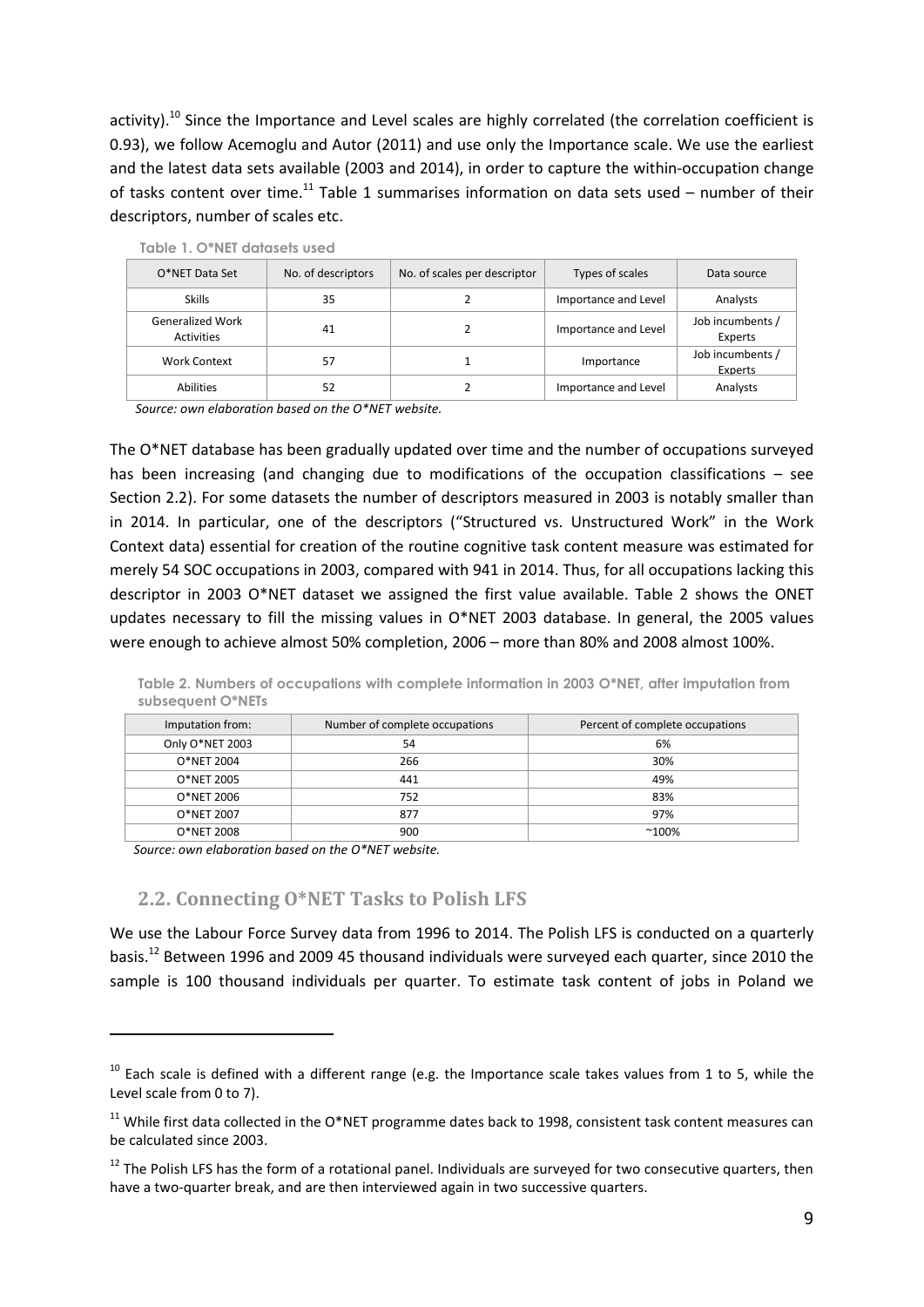activity).[10] Since the Importance and Level scales are highly correlated (the correlation coefficient is 0.93), we follow Acemoglu and Autor (2011) and use only the Importance scale. We use the earliest and the latest data sets available (2003 and 2014), in order to capture the within-occupation change of tasks content over time.[11] Table 1 summarises information on data sets used – number of their descriptors, number of scales etc.

**Table 1. O*NET datasets used**

| O*NET Data Set | No. of descriptors | No. of scales per descriptor | Types of scales | Data source |
|---|---|---|---|---|
| Skills | 35 | 2 | Importance and Level | Analysts |
| Generalized Work Activities | 41 | 2 | Importance and Level | Job incumbents / Experts |
| Work Context | 57 | 1 | Importance | Job incumbents / Experts |
| Abilities | 52 | 2 | Importance and Level | Analysts |

*Source: own elaboration based on the O*NET website.*

The O*NET database has been gradually updated over time and the number of occupations surveyed has been increasing (and changing due to modifications of the occupation classifications – see Section 2.2). For some datasets the number of descriptors measured in 2003 is notably smaller than in 2014. In particular, one of the descriptors ("Structured vs. Unstructured Work" in the Work Context data) essential for creation of the routine cognitive task content measure was estimated for merely 54 SOC occupations in 2003, compared with 941 in 2014. Thus, for all occupations lacking this descriptor in 2003 O*NET dataset we assigned the first value available. Table 2 shows the ONET updates necessary to fill the missing values in O*NET 2003 database. In general, the 2005 values were enough to achieve almost 50% completion, 2006 – more than 80% and 2008 almost 100%.

**Table 2. Numbers of occupations with complete information in 2003 O*NET, after imputation from subsequent O*NETs**

| Imputation from: | Number of complete occupations | Percent of complete occupations |
|---|---|---|
| Only O*NET 2003 | 54 | 6% |
| O*NET 2004 | 266 | 30% |
| O*NET 2005 | 441 | 49% |
| O*NET 2006 | 752 | 83% |
| O*NET 2007 | 877 | 97% |
| O*NET 2008 | 900 | ~100% |

*Source: own elaboration based on the O*NET website.*

## 2.2. Connecting O*NET Tasks to Polish LFS

We use the Labour Force Survey data from 1996 to 2014. The Polish LFS is conducted on a quarterly basis.[12] Between 1996 and 2009 45 thousand individuals were surveyed each quarter, since 2010 the sample is 100 thousand individuals per quarter. To estimate task content of jobs in Poland we

---

[10] Each scale is defined with a different range (e.g. the Importance scale takes values from 1 to 5, while the Level scale from 0 to 7).

[11] While first data collected in the O*NET programme dates back to 1998, consistent task content measures can be calculated since 2003.

[12] The Polish LFS has the form of a rotational panel. Individuals are surveyed for two consecutive quarters, then have a two-quarter break, and are then interviewed again in two successive quarters.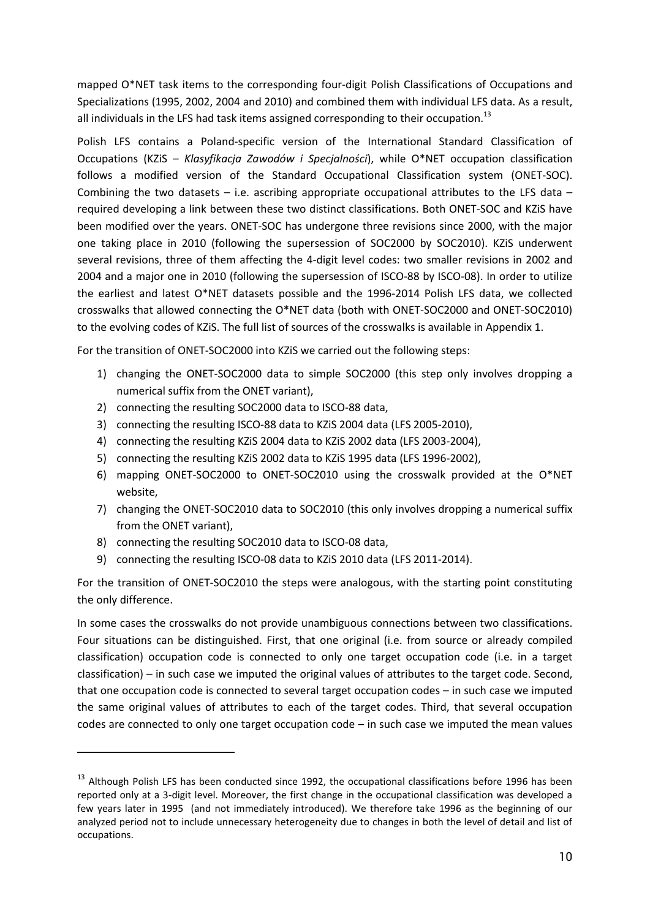mapped O*NET task items to the corresponding four-digit Polish Classifications of Occupations and Specializations (1995, 2002, 2004 and 2010) and combined them with individual LFS data. As a result, all individuals in the LFS had task items assigned corresponding to their occupation.[13]

Polish LFS contains a Poland-specific version of the International Standard Classification of Occupations (KZiS – *Klasyfikacja Zawodów i Specjalności*), while O*NET occupation classification follows a modified version of the Standard Occupational Classification system (ONET-SOC). Combining the two datasets – i.e. ascribing appropriate occupational attributes to the LFS data – required developing a link between these two distinct classifications. Both ONET-SOC and KZiS have been modified over the years. ONET-SOC has undergone three revisions since 2000, with the major one taking place in 2010 (following the supersession of SOC2000 by SOC2010). KZiS underwent several revisions, three of them affecting the 4-digit level codes: two smaller revisions in 2002 and 2004 and a major one in 2010 (following the supersession of ISCO-88 by ISCO-08). In order to utilize the earliest and latest O*NET datasets possible and the 1996-2014 Polish LFS data, we collected crosswalks that allowed connecting the O*NET data (both with ONET-SOC2000 and ONET-SOC2010) to the evolving codes of KZiS. The full list of sources of the crosswalks is available in Appendix 1.

For the transition of ONET-SOC2000 into KZiS we carried out the following steps:

1) changing the ONET-SOC2000 data to simple SOC2000 (this step only involves dropping a numerical suffix from the ONET variant),
2) connecting the resulting SOC2000 data to ISCO-88 data,
3) connecting the resulting ISCO-88 data to KZiS 2004 data (LFS 2005-2010),
4) connecting the resulting KZiS 2004 data to KZiS 2002 data (LFS 2003-2004),
5) connecting the resulting KZiS 2002 data to KZiS 1995 data (LFS 1996-2002),
6) mapping ONET-SOC2000 to ONET-SOC2010 using the crosswalk provided at the O*NET website,
7) changing the ONET-SOC2010 data to SOC2010 (this only involves dropping a numerical suffix from the ONET variant),
8) connecting the resulting SOC2010 data to ISCO-08 data,
9) connecting the resulting ISCO-08 data to KZiS 2010 data (LFS 2011-2014).

For the transition of ONET-SOC2010 the steps were analogous, with the starting point constituting the only difference.

In some cases the crosswalks do not provide unambiguous connections between two classifications. Four situations can be distinguished. First, that one original (i.e. from source or already compiled classification) occupation code is connected to only one target occupation code (i.e. in a target classification) – in such case we imputed the original values of attributes to the target code. Second, that one occupation code is connected to several target occupation codes – in such case we imputed the same original values of attributes to each of the target codes. Third, that several occupation codes are connected to only one target occupation code – in such case we imputed the mean values

---

[13] Although Polish LFS has been conducted since 1992, the occupational classifications before 1996 has been reported only at a 3-digit level. Moreover, the first change in the occupational classification was developed a few years later in 1995 (and not immediately introduced). We therefore take 1996 as the beginning of our analyzed period not to include unnecessary heterogeneity due to changes in both the level of detail and list of occupations.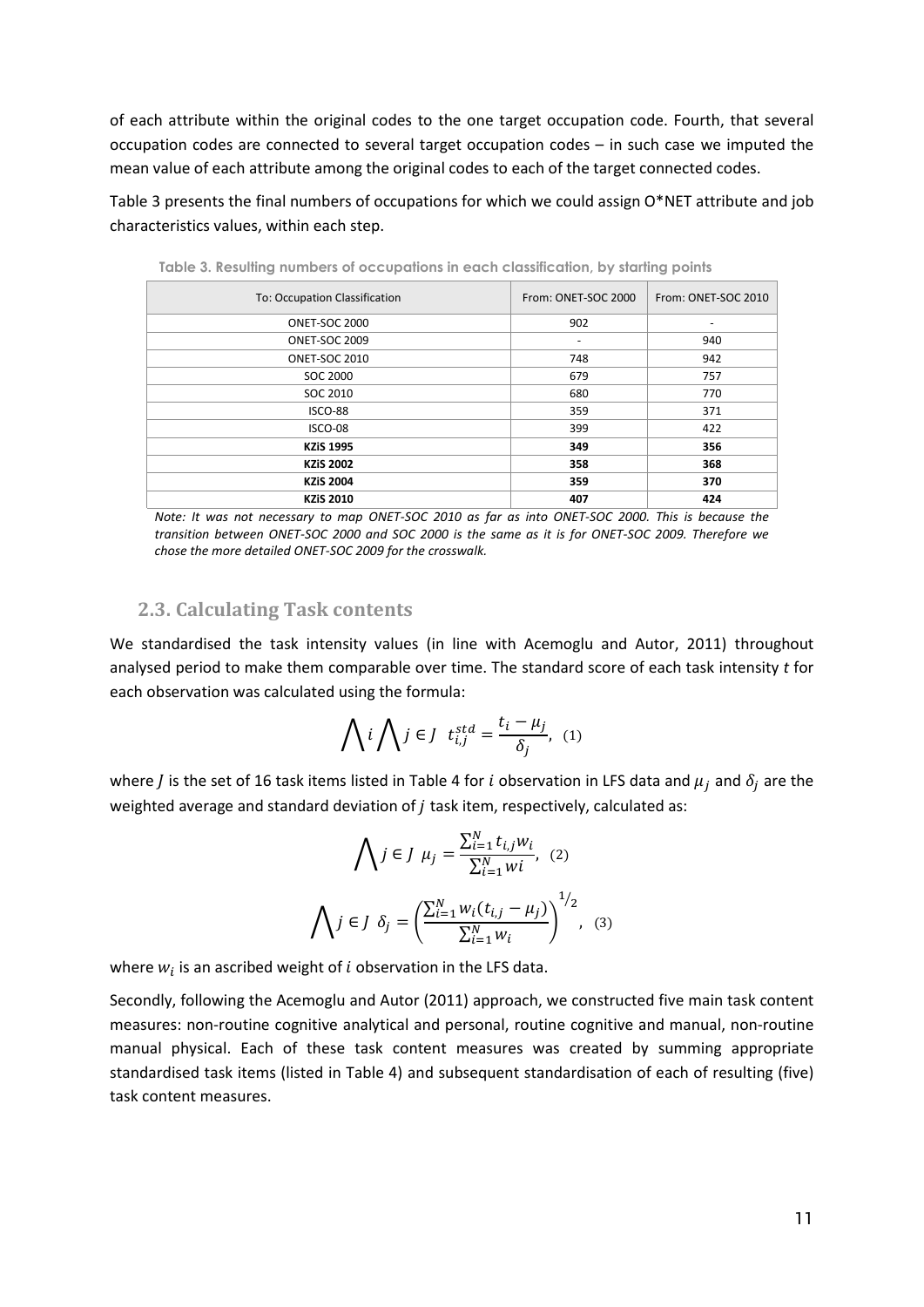of each attribute within the original codes to the one target occupation code. Fourth, that several occupation codes are connected to several target occupation codes – in such case we imputed the mean value of each attribute among the original codes to each of the target connected codes.

Table 3 presents the final numbers of occupations for which we could assign O*NET attribute and job characteristics values, within each step.

Table 3. Resulting numbers of occupations in each classification, by starting points

| To: Occupation Classification | From: ONET-SOC 2000 | From: ONET-SOC 2010 |
|---|---|---|
| ONET-SOC 2000 | 902 | - |
| ONET-SOC 2009 | - | 940 |
| ONET-SOC 2010 | 748 | 942 |
| SOC 2000 | 679 | 757 |
| SOC 2010 | 680 | 770 |
| ISCO-88 | 359 | 371 |
| ISCO-08 | 399 | 422 |
| **KZiS 1995** | **349** | **356** |
| **KZiS 2002** | **358** | **368** |
| **KZiS 2004** | **359** | **370** |
| **KZiS 2010** | **407** | **424** |

*Note: It was not necessary to map ONET-SOC 2010 as far as into ONET-SOC 2000. This is because the transition between ONET-SOC 2000 and SOC 2000 is the same as it is for ONET-SOC 2009. Therefore we chose the more detailed ONET-SOC 2009 for the crosswalk.*

## 2.3. Calculating Task contents

We standardised the task intensity values (in line with Acemoglu and Autor, 2011) throughout analysed period to make them comparable over time. The standard score of each task intensity *t* for each observation was calculated using the formula:

$$\bigwedge i \bigwedge j \in J \;\; t_{i,j}^{std} = \frac{t_i - \mu_j}{\delta_j}, \;\; (1)$$

where $J$ is the set of 16 task items listed in Table 4 for $i$ observation in LFS data and $\mu_j$ and $\delta_j$ are the weighted average and standard deviation of $j$ task item, respectively, calculated as:

$$\bigwedge j \in J \;\; \mu_j = \frac{\sum_{i=1}^{N} t_{i,j} w_i}{\sum_{i=1}^{N} wi}, \;\; (2)$$

$$\bigwedge j \in J \;\; \delta_j = \left( \frac{\sum_{i=1}^{N} w_i (t_{i,j} - \mu_j)}{\sum_{i=1}^{N} w_i} \right)^{1/2}, \;\; (3)$$

where $w_i$ is an ascribed weight of $i$ observation in the LFS data.

Secondly, following the Acemoglu and Autor (2011) approach, we constructed five main task content measures: non-routine cognitive analytical and personal, routine cognitive and manual, non-routine manual physical. Each of these task content measures was created by summing appropriate standardised task items (listed in Table 4) and subsequent standardisation of each of resulting (five) task content measures.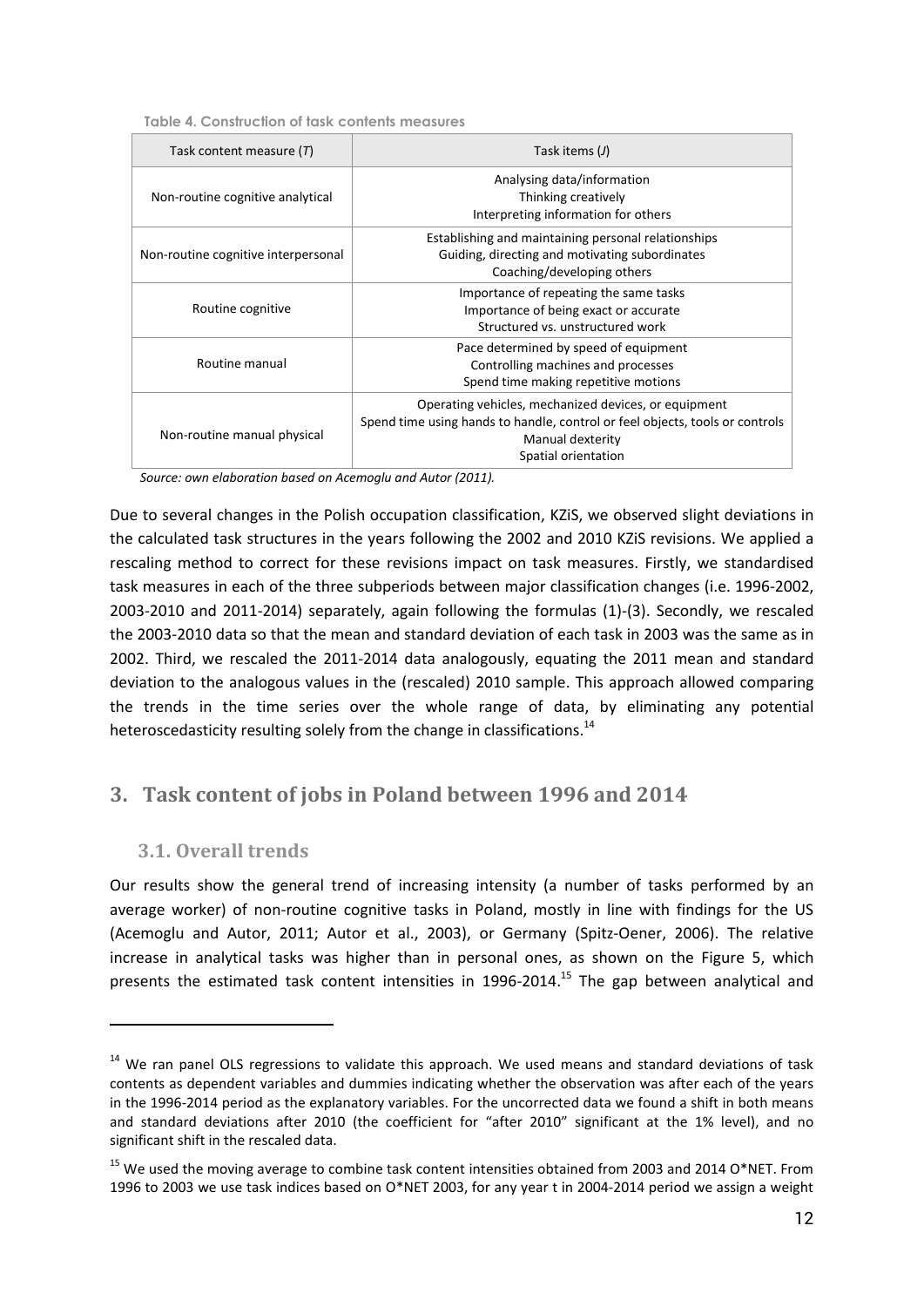**Table 4. Construction of task contents measures**

| Task content measure (*T*) | Task items (*J*) |
| --- | --- |
| Non-routine cognitive analytical | Analysing data/information<br>Thinking creatively<br>Interpreting information for others |
| Non-routine cognitive interpersonal | Establishing and maintaining personal relationships<br>Guiding, directing and motivating subordinates<br>Coaching/developing others |
| Routine cognitive | Importance of repeating the same tasks<br>Importance of being exact or accurate<br>Structured vs. unstructured work |
| Routine manual | Pace determined by speed of equipment<br>Controlling machines and processes<br>Spend time making repetitive motions |
| Non-routine manual physical | Operating vehicles, mechanized devices, or equipment<br>Spend time using hands to handle, control or feel objects, tools or controls<br>Manual dexterity<br>Spatial orientation |

*Source: own elaboration based on Acemoglu and Autor (2011).*

Due to several changes in the Polish occupation classification, KZiS, we observed slight deviations in the calculated task structures in the years following the 2002 and 2010 KZiS revisions. We applied a rescaling method to correct for these revisions impact on task measures. Firstly, we standardised task measures in each of the three subperiods between major classification changes (i.e. 1996-2002, 2003-2010 and 2011-2014) separately, again following the formulas (1)-(3). Secondly, we rescaled the 2003-2010 data so that the mean and standard deviation of each task in 2003 was the same as in 2002. Third, we rescaled the 2011-2014 data analogously, equating the 2011 mean and standard deviation to the analogous values in the (rescaled) 2010 sample. This approach allowed comparing the trends in the time series over the whole range of data, by eliminating any potential heteroscedasticity resulting solely from the change in classifications.[14]

## 3. Task content of jobs in Poland between 1996 and 2014

### 3.1. Overall trends

Our results show the general trend of increasing intensity (a number of tasks performed by an average worker) of non-routine cognitive tasks in Poland, mostly in line with findings for the US (Acemoglu and Autor, 2011; Autor et al., 2003), or Germany (Spitz-Oener, 2006). The relative increase in analytical tasks was higher than in personal ones, as shown on the Figure 5, which presents the estimated task content intensities in 1996-2014.[15] The gap between analytical and

---

[14] We ran panel OLS regressions to validate this approach. We used means and standard deviations of task contents as dependent variables and dummies indicating whether the observation was after each of the years in the 1996-2014 period as the explanatory variables. For the uncorrected data we found a shift in both means and standard deviations after 2010 (the coefficient for "after 2010" significant at the 1% level), and no significant shift in the rescaled data.

[15] We used the moving average to combine task content intensities obtained from 2003 and 2014 O*NET. From 1996 to 2003 we use task indices based on O*NET 2003, for any year t in 2004-2014 period we assign a weight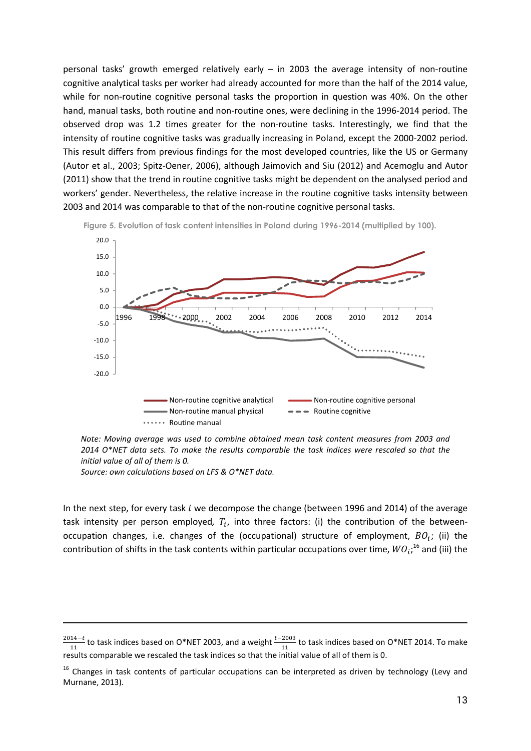personal tasks' growth emerged relatively early – in 2003 the average intensity of non-routine cognitive analytical tasks per worker had already accounted for more than the half of the 2014 value, while for non-routine cognitive personal tasks the proportion in question was 40%. On the other hand, manual tasks, both routine and non-routine ones, were declining in the 1996-2014 period. The observed drop was 1.2 times greater for the non-routine tasks. Interestingly, we find that the intensity of routine cognitive tasks was gradually increasing in Poland, except the 2000-2002 period. This result differs from previous findings for the most developed countries, like the US or Germany (Autor et al., 2003; Spitz-Oener, 2006), although Jaimovich and Siu (2012) and Acemoglu and Autor (2011) show that the trend in routine cognitive tasks might be dependent on the analysed period and workers' gender. Nevertheless, the relative increase in the routine cognitive tasks intensity between 2003 and 2014 was comparable to that of the non-routine cognitive personal tasks.

**Figure 5. Evolution of task content intensities in Poland during 1996-2014 (multiplied by 100).**

*Note: Moving average was used to combine obtained mean task content measures from 2003 and 2014 O\*NET data sets. To make the results comparable the task indices were rescaled so that the initial value of all of them is 0.*
*Source: own calculations based on LFS & O\*NET data.*

In the next step, for every task $i$ we decompose the change (between 1996 and 2014) of the average task intensity per person employed, $T_i$, into three factors: (i) the contribution of the between-occupation changes, i.e. changes of the (occupational) structure of employment, $BO_i$; (ii) the contribution of shifts in the task contents within particular occupations over time, $WO_i$;[16] and (iii) the

---

$\frac{2014-t}{11}$ to task indices based on O\*NET 2003, and a weight $\frac{t-2003}{11}$ to task indices based on O\*NET 2014. To make results comparable we rescaled the task indices so that the initial value of all of them is 0.

[16] Changes in task contents of particular occupations can be interpreted as driven by technology (Levy and Murnane, 2013).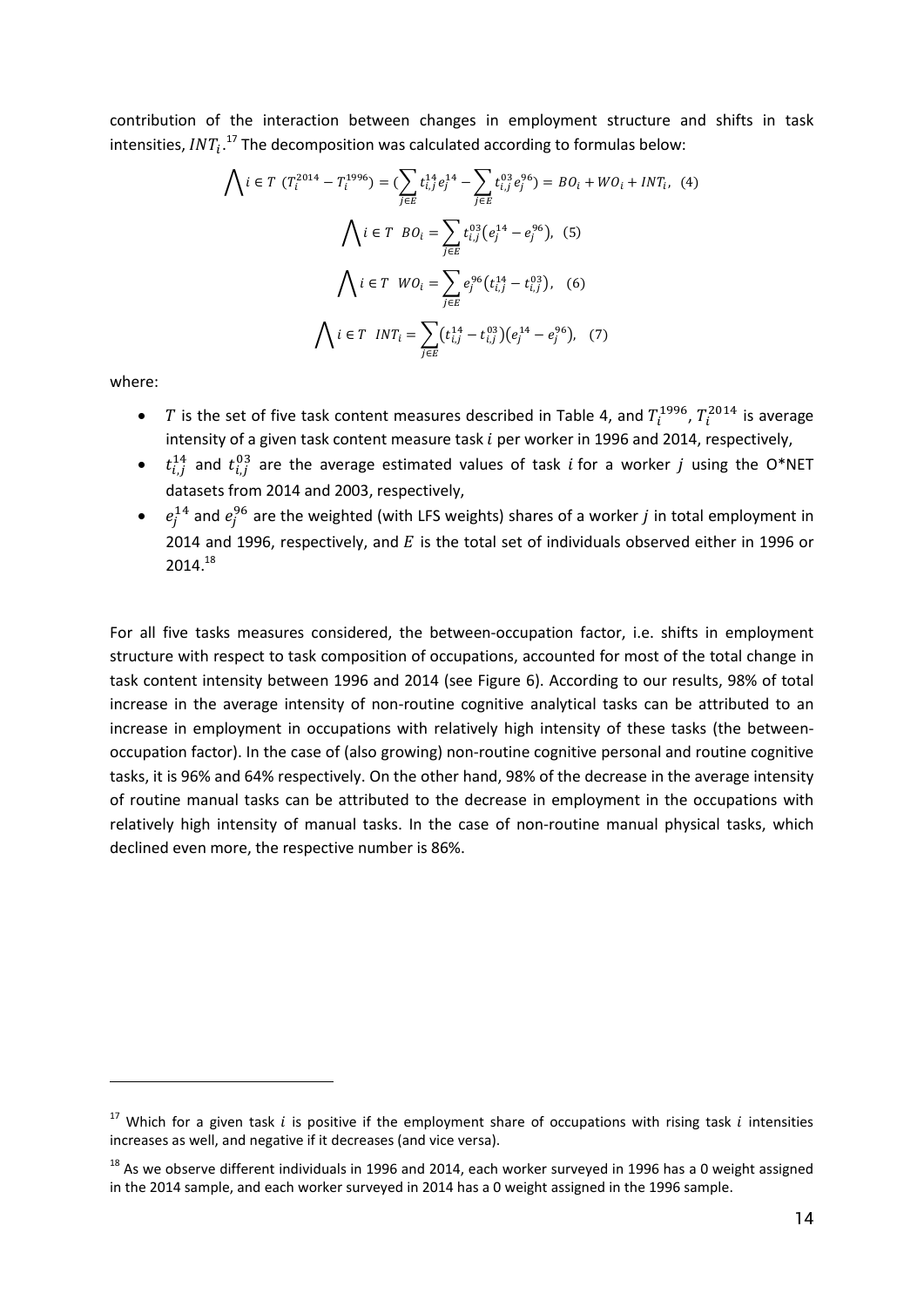contribution of the interaction between changes in employment structure and shifts in task intensities, $INT_i$.[17] The decomposition was calculated according to formulas below:

$$\bigwedge i \in T \ \ (T_i^{2014} - T_i^{1996}) = (\sum_{j \in E} t_{i,j}^{14} e_j^{14} - \sum_{j \in E} t_{i,j}^{03} e_j^{96}) = BO_i + WO_i + INT_i, \ \ (4)$$

$$\bigwedge i \in T \ \ BO_i = \sum_{j \in E} t_{i,j}^{03} (e_j^{14} - e_j^{96}), \ \ (5)$$

$$\bigwedge i \in T \ \ WO_i = \sum_{j \in E} e_j^{96} (t_{i,j}^{14} - t_{i,j}^{03}), \ \ (6)$$

$$\bigwedge i \in T \ \ INT_i = \sum_{j \in E} (t_{i,j}^{14} - t_{i,j}^{03})(e_j^{14} - e_j^{96}), \ \ (7)$$

where:

- $T$ is the set of five task content measures described in Table 4, and $T_i^{1996}$, $T_i^{2014}$ is average intensity of a given task content measure task $i$ per worker in 1996 and 2014, respectively,
- $t_{i,j}^{14}$ and $t_{i,j}^{03}$ are the average estimated values of task $i$ for a worker $j$ using the O*NET datasets from 2014 and 2003, respectively,
- $e_j^{14}$ and $e_j^{96}$ are the weighted (with LFS weights) shares of a worker $j$ in total employment in 2014 and 1996, respectively, and $E$ is the total set of individuals observed either in 1996 or 2014.[18]

For all five tasks measures considered, the between-occupation factor, i.e. shifts in employment structure with respect to task composition of occupations, accounted for most of the total change in task content intensity between 1996 and 2014 (see Figure 6). According to our results, 98% of total increase in the average intensity of non-routine cognitive analytical tasks can be attributed to an increase in employment in occupations with relatively high intensity of these tasks (the between-occupation factor). In the case of (also growing) non-routine cognitive personal and routine cognitive tasks, it is 96% and 64% respectively. On the other hand, 98% of the decrease in the average intensity of routine manual tasks can be attributed to the decrease in employment in the occupations with relatively high intensity of manual tasks. In the case of non-routine manual physical tasks, which declined even more, the respective number is 86%.

[17] Which for a given task $i$ is positive if the employment share of occupations with rising task $i$ intensities increases as well, and negative if it decreases (and vice versa).

[18] As we observe different individuals in 1996 and 2014, each worker surveyed in 1996 has a 0 weight assigned in the 2014 sample, and each worker surveyed in 2014 has a 0 weight assigned in the 1996 sample.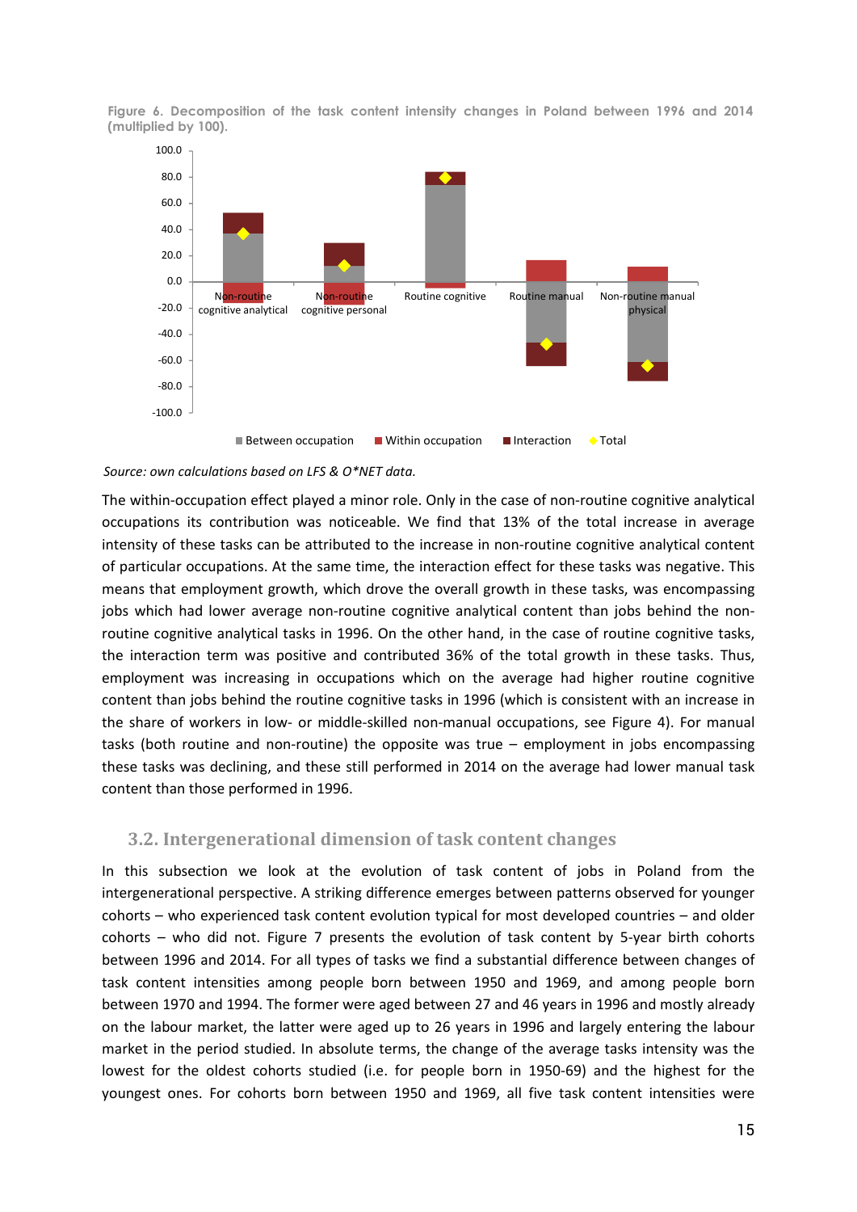Figure 6. Decomposition of the task content intensity changes in Poland between 1996 and 2014 (multiplied by 100).

*Source: own calculations based on LFS & O*NET data.*

The within-occupation effect played a minor role. Only in the case of non-routine cognitive analytical occupations its contribution was noticeable. We find that 13% of the total increase in average intensity of these tasks can be attributed to the increase in non-routine cognitive analytical content of particular occupations. At the same time, the interaction effect for these tasks was negative. This means that employment growth, which drove the overall growth in these tasks, was encompassing jobs which had lower average non-routine cognitive analytical content than jobs behind the non-routine cognitive analytical tasks in 1996. On the other hand, in the case of routine cognitive tasks, the interaction term was positive and contributed 36% of the total growth in these tasks. Thus, employment was increasing in occupations which on the average had higher routine cognitive content than jobs behind the routine cognitive tasks in 1996 (which is consistent with an increase in the share of workers in low- or middle-skilled non-manual occupations, see Figure 4). For manual tasks (both routine and non-routine) the opposite was true – employment in jobs encompassing these tasks was declining, and these still performed in 2014 on the average had lower manual task content than those performed in 1996.

### 3.2. Intergenerational dimension of task content changes

In this subsection we look at the evolution of task content of jobs in Poland from the intergenerational perspective. A striking difference emerges between patterns observed for younger cohorts – who experienced task content evolution typical for most developed countries – and older cohorts – who did not. Figure 7 presents the evolution of task content by 5-year birth cohorts between 1996 and 2014. For all types of tasks we find a substantial difference between changes of task content intensities among people born between 1950 and 1969, and among people born between 1970 and 1994. The former were aged between 27 and 46 years in 1996 and mostly already on the labour market, the latter were aged up to 26 years in 1996 and largely entering the labour market in the period studied. In absolute terms, the change of the average tasks intensity was the lowest for the oldest cohorts studied (i.e. for people born in 1950-69) and the highest for the youngest ones. For cohorts born between 1950 and 1969, all five task content intensities were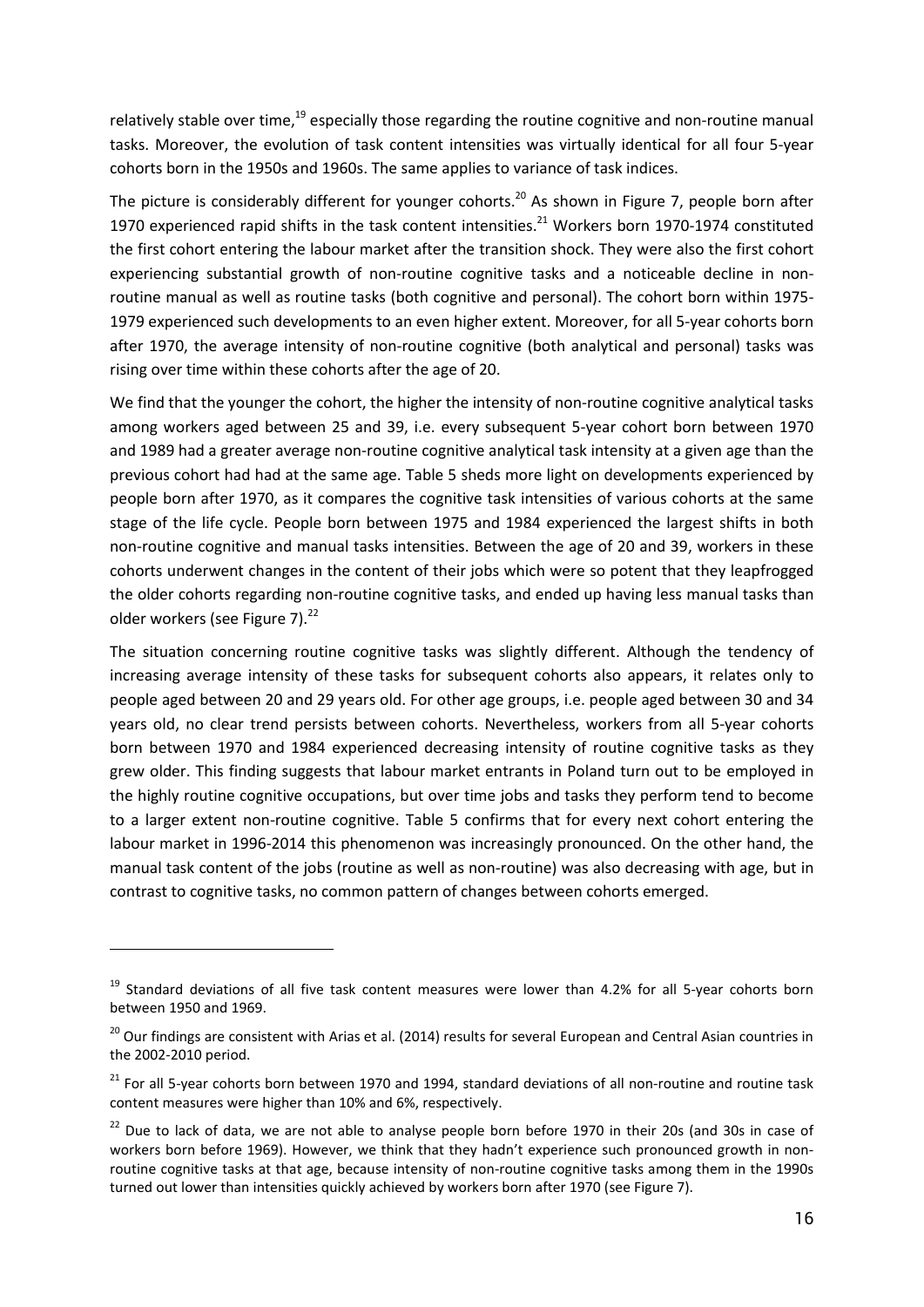relatively stable over time,[19] especially those regarding the routine cognitive and non-routine manual tasks. Moreover, the evolution of task content intensities was virtually identical for all four 5-year cohorts born in the 1950s and 1960s. The same applies to variance of task indices.

The picture is considerably different for younger cohorts.[20] As shown in Figure 7, people born after 1970 experienced rapid shifts in the task content intensities.[21] Workers born 1970-1974 constituted the first cohort entering the labour market after the transition shock. They were also the first cohort experiencing substantial growth of non-routine cognitive tasks and a noticeable decline in non-routine manual as well as routine tasks (both cognitive and personal). The cohort born within 1975-1979 experienced such developments to an even higher extent. Moreover, for all 5-year cohorts born after 1970, the average intensity of non-routine cognitive (both analytical and personal) tasks was rising over time within these cohorts after the age of 20.

We find that the younger the cohort, the higher the intensity of non-routine cognitive analytical tasks among workers aged between 25 and 39, i.e. every subsequent 5-year cohort born between 1970 and 1989 had a greater average non-routine cognitive analytical task intensity at a given age than the previous cohort had had at the same age. Table 5 sheds more light on developments experienced by people born after 1970, as it compares the cognitive task intensities of various cohorts at the same stage of the life cycle. People born between 1975 and 1984 experienced the largest shifts in both non-routine cognitive and manual tasks intensities. Between the age of 20 and 39, workers in these cohorts underwent changes in the content of their jobs which were so potent that they leapfrogged the older cohorts regarding non-routine cognitive tasks, and ended up having less manual tasks than older workers (see Figure 7).[22]

The situation concerning routine cognitive tasks was slightly different. Although the tendency of increasing average intensity of these tasks for subsequent cohorts also appears, it relates only to people aged between 20 and 29 years old. For other age groups, i.e. people aged between 30 and 34 years old, no clear trend persists between cohorts. Nevertheless, workers from all 5-year cohorts born between 1970 and 1984 experienced decreasing intensity of routine cognitive tasks as they grew older. This finding suggests that labour market entrants in Poland turn out to be employed in the highly routine cognitive occupations, but over time jobs and tasks they perform tend to become to a larger extent non-routine cognitive. Table 5 confirms that for every next cohort entering the labour market in 1996-2014 this phenomenon was increasingly pronounced. On the other hand, the manual task content of the jobs (routine as well as non-routine) was also decreasing with age, but in contrast to cognitive tasks, no common pattern of changes between cohorts emerged.

---

[19] Standard deviations of all five task content measures were lower than 4.2% for all 5-year cohorts born between 1950 and 1969.

[20] Our findings are consistent with Arias et al. (2014) results for several European and Central Asian countries in the 2002-2010 period.

[21] For all 5-year cohorts born between 1970 and 1994, standard deviations of all non-routine and routine task content measures were higher than 10% and 6%, respectively.

[22] Due to lack of data, we are not able to analyse people born before 1970 in their 20s (and 30s in case of workers born before 1969). However, we think that they hadn't experience such pronounced growth in non-routine cognitive tasks at that age, because intensity of non-routine cognitive tasks among them in the 1990s turned out lower than intensities quickly achieved by workers born after 1970 (see Figure 7).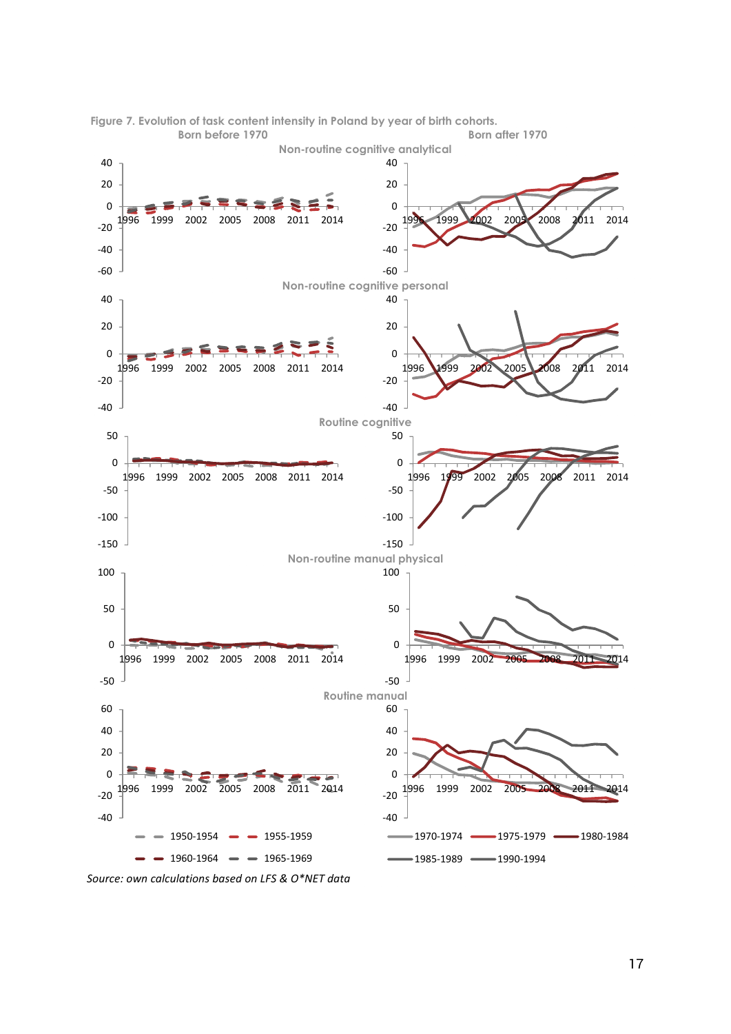**Figure 7. Evolution of task content intensity in Poland by year of birth cohorts.**

Born before 1970 | Born after 1970

Non-routine cognitive analytical

Non-routine cognitive personal

Routine cognitive

Non-routine manual physical

Routine manual

1950-1954, 1955-1959, 1960-1964, 1965-1969 | 1970-1974, 1975-1979, 1980-1984, 1985-1989, 1990-1994

*Source: own calculations based on LFS & O*NET data*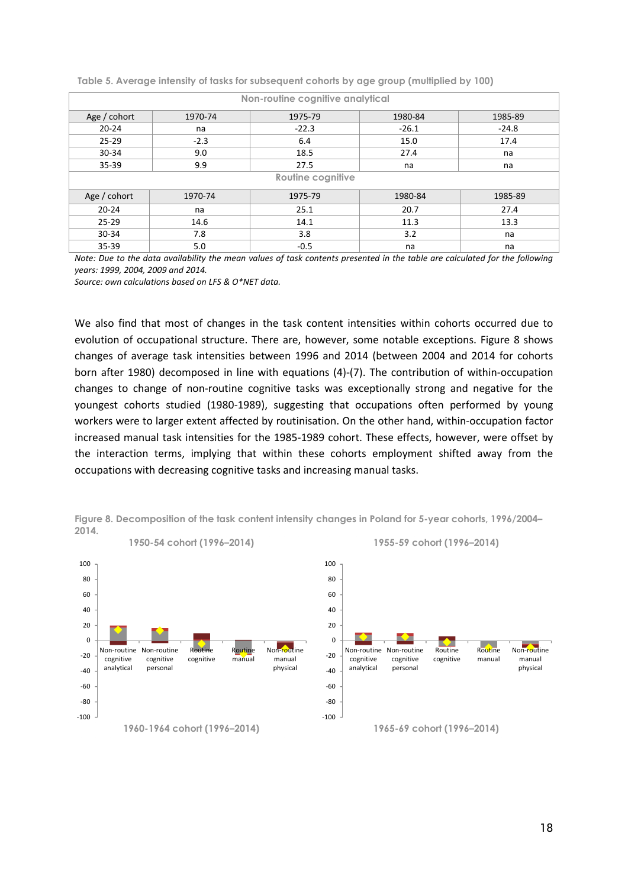Table 5. Average intensity of tasks for subsequent cohorts by age group (multiplied by 100)

| Non-routine cognitive analytical | | | | |
|---|---|---|---|---|
| Age / cohort | 1970-74 | 1975-79 | 1980-84 | 1985-89 |
| 20-24 | na | -22.3 | -26.1 | -24.8 |
| 25-29 | -2.3 | 6.4 | 15.0 | 17.4 |
| 30-34 | 9.0 | 18.5 | 27.4 | na |
| 35-39 | 9.9 | 27.5 | na | na |
| **Routine cognitive** | | | | |
| Age / cohort | 1970-74 | 1975-79 | 1980-84 | 1985-89 |
| 20-24 | na | 25.1 | 20.7 | 27.4 |
| 25-29 | 14.6 | 14.1 | 11.3 | 13.3 |
| 30-34 | 7.8 | 3.8 | 3.2 | na |
| 35-39 | 5.0 | -0.5 | na | na |

*Note: Due to the data availability the mean values of task contents presented in the table are calculated for the following years: 1999, 2004, 2009 and 2014.*

*Source: own calculations based on LFS & O*NET data.*

We also find that most of changes in the task content intensities within cohorts occurred due to evolution of occupational structure. There are, however, some notable exceptions. Figure 8 shows changes of average task intensities between 1996 and 2014 (between 2004 and 2014 for cohorts born after 1980) decomposed in line with equations (4)-(7). The contribution of within-occupation changes to change of non-routine cognitive tasks was exceptionally strong and negative for the youngest cohorts studied (1980-1989), suggesting that occupations often performed by young workers were to larger extent affected by routinisation. On the other hand, within-occupation factor increased manual task intensities for the 1985-1989 cohort. These effects, however, were offset by the interaction terms, implying that within these cohorts employment shifted away from the occupations with decreasing cognitive tasks and increasing manual tasks.

Figure 8. Decomposition of the task content intensity changes in Poland for 5-year cohorts, 1996/2004–2014.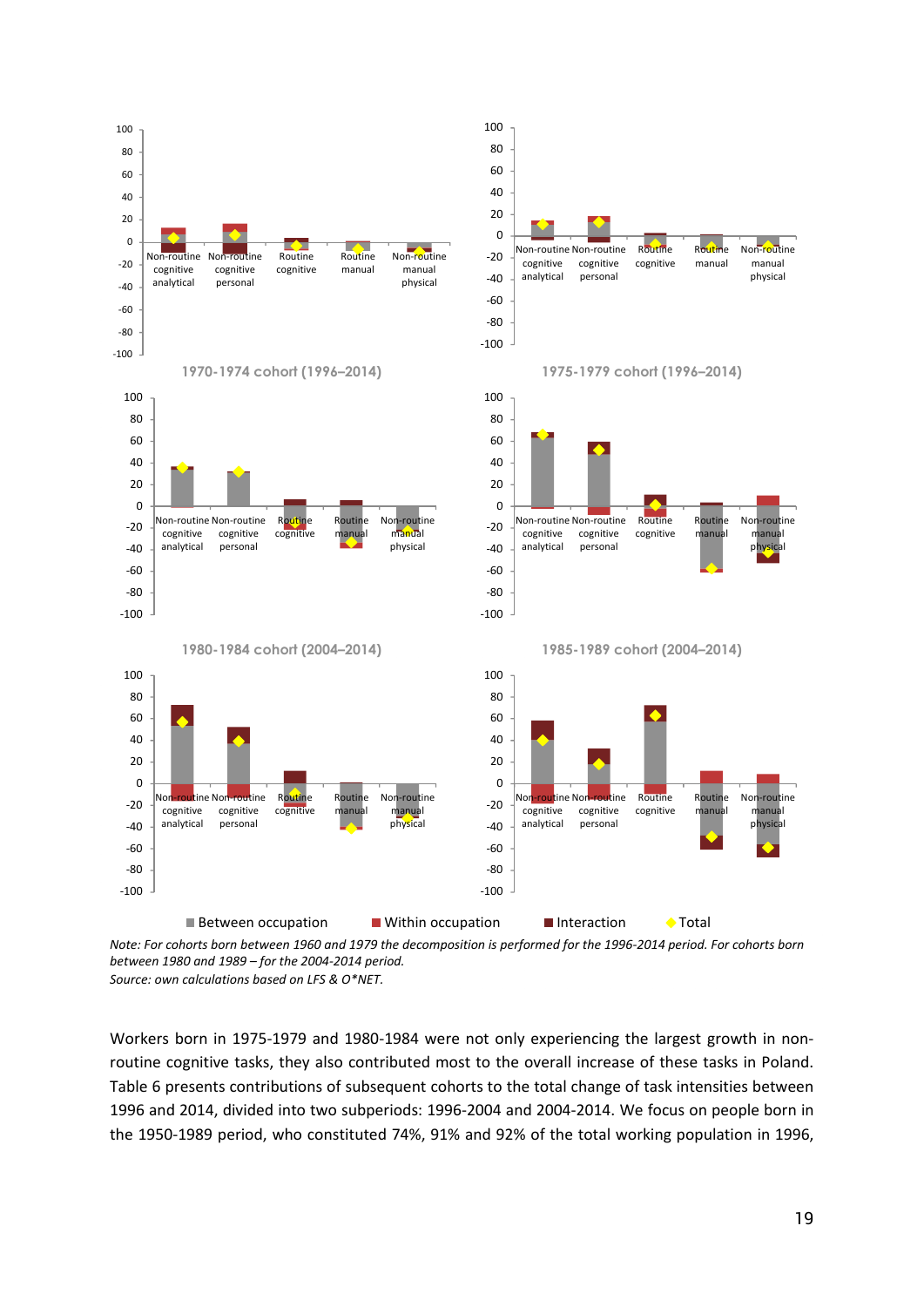1970-1974 cohort (1996–2014)

1975-1979 cohort (1996–2014)

1980-1984 cohort (2004–2014)

1985-1989 cohort (2004–2014)

■ Between occupation ■ Within occupation ■ Interaction ◆ Total

*Note: For cohorts born between 1960 and 1979 the decomposition is performed for the 1996-2014 period. For cohorts born between 1980 and 1989 – for the 2004-2014 period.*
*Source: own calculations based on LFS & O*NET.*

Workers born in 1975-1979 and 1980-1984 were not only experiencing the largest growth in non-routine cognitive tasks, they also contributed most to the overall increase of these tasks in Poland. Table 6 presents contributions of subsequent cohorts to the total change of task intensities between 1996 and 2014, divided into two subperiods: 1996-2004 and 2004-2014. We focus on people born in the 1950-1989 period, who constituted 74%, 91% and 92% of the total working population in 1996,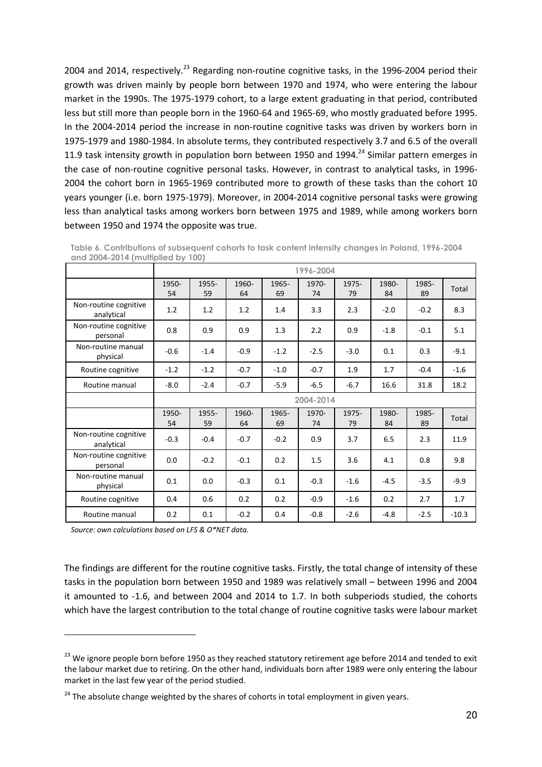2004 and 2014, respectively.[23] Regarding non-routine cognitive tasks, in the 1996-2004 period their growth was driven mainly by people born between 1970 and 1974, who were entering the labour market in the 1990s. The 1975-1979 cohort, to a large extent graduating in that period, contributed less but still more than people born in the 1960-64 and 1965-69, who mostly graduated before 1995. In the 2004-2014 period the increase in non-routine cognitive tasks was driven by workers born in 1975-1979 and 1980-1984. In absolute terms, they contributed respectively 3.7 and 6.5 of the overall 11.9 task intensity growth in population born between 1950 and 1994.[24] Similar pattern emerges in the case of non-routine cognitive personal tasks. However, in contrast to analytical tasks, in 1996-2004 the cohort born in 1965-1969 contributed more to growth of these tasks than the cohort 10 years younger (i.e. born 1975-1979). Moreover, in 2004-2014 cognitive personal tasks were growing less than analytical tasks among workers born between 1975 and 1989, while among workers born between 1950 and 1974 the opposite was true.

**Table 6. Contributions of subsequent cohorts to task content intensity changes in Poland, 1996-2004 and 2004-2014 (multiplied by 100)**

| | 1996-2004 | | | | | | | | |
|---|---|---|---|---|---|---|---|---|---|
| | 1950-54 | 1955-59 | 1960-64 | 1965-69 | 1970-74 | 1975-79 | 1980-84 | 1985-89 | Total |
| Non-routine cognitive analytical | 1.2 | 1.2 | 1.2 | 1.4 | 3.3 | 2.3 | -2.0 | -0.2 | 8.3 |
| Non-routine cognitive personal | 0.8 | 0.9 | 0.9 | 1.3 | 2.2 | 0.9 | -1.8 | -0.1 | 5.1 |
| Non-routine manual physical | -0.6 | -1.4 | -0.9 | -1.2 | -2.5 | -3.0 | 0.1 | 0.3 | -9.1 |
| Routine cognitive | -1.2 | -1.2 | -0.7 | -1.0 | -0.7 | 1.9 | 1.7 | -0.4 | -1.6 |
| Routine manual | -8.0 | -2.4 | -0.7 | -5.9 | -6.5 | -6.7 | 16.6 | 31.8 | 18.2 |
| | 2004-2014 | | | | | | | | |
| | 1950-54 | 1955-59 | 1960-64 | 1965-69 | 1970-74 | 1975-79 | 1980-84 | 1985-89 | Total |
| Non-routine cognitive analytical | -0.3 | -0.4 | -0.7 | -0.2 | 0.9 | 3.7 | 6.5 | 2.3 | 11.9 |
| Non-routine cognitive personal | 0.0 | -0.2 | -0.1 | 0.2 | 1.5 | 3.6 | 4.1 | 0.8 | 9.8 |
| Non-routine manual physical | 0.1 | 0.0 | -0.3 | 0.1 | -0.3 | -1.6 | -4.5 | -3.5 | -9.9 |
| Routine cognitive | 0.4 | 0.6 | 0.2 | 0.2 | -0.9 | -1.6 | 0.2 | 2.7 | 1.7 |
| Routine manual | 0.2 | 0.1 | -0.2 | 0.4 | -0.8 | -2.6 | -4.8 | -2.5 | -10.3 |

*Source: own calculations based on LFS & O\*NET data.*

The findings are different for the routine cognitive tasks. Firstly, the total change of intensity of these tasks in the population born between 1950 and 1989 was relatively small – between 1996 and 2004 it amounted to -1.6, and between 2004 and 2014 to 1.7. In both subperiods studied, the cohorts which have the largest contribution to the total change of routine cognitive tasks were labour market

---

[23] We ignore people born before 1950 as they reached statutory retirement age before 2014 and tended to exit the labour market due to retiring. On the other hand, individuals born after 1989 were only entering the labour market in the last few year of the period studied.

[24] The absolute change weighted by the shares of cohorts in total employment in given years.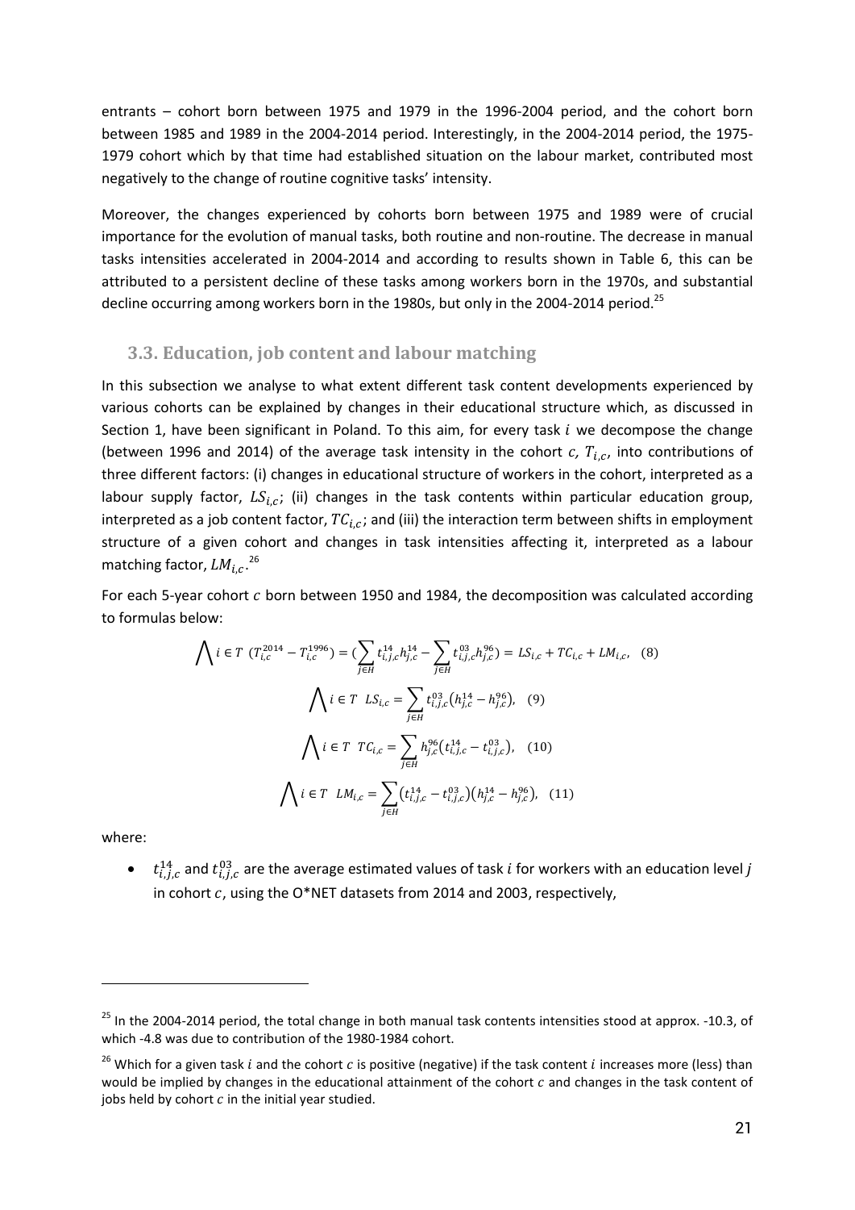entrants – cohort born between 1975 and 1979 in the 1996-2004 period, and the cohort born between 1985 and 1989 in the 2004-2014 period. Interestingly, in the 2004-2014 period, the 1975-1979 cohort which by that time had established situation on the labour market, contributed most negatively to the change of routine cognitive tasks' intensity.

Moreover, the changes experienced by cohorts born between 1975 and 1989 were of crucial importance for the evolution of manual tasks, both routine and non-routine. The decrease in manual tasks intensities accelerated in 2004-2014 and according to results shown in Table 6, this can be attributed to a persistent decline of these tasks among workers born in the 1970s, and substantial decline occurring among workers born in the 1980s, but only in the 2004-2014 period.[25]

### 3.3. Education, job content and labour matching

In this subsection we analyse to what extent different task content developments experienced by various cohorts can be explained by changes in their educational structure which, as discussed in Section 1, have been significant in Poland. To this aim, for every task $i$ we decompose the change (between 1996 and 2014) of the average task intensity in the cohort $c$, $T_{i,c}$, into contributions of three different factors: (i) changes in educational structure of workers in the cohort, interpreted as a labour supply factor, $LS_{i,c}$; (ii) changes in the task contents within particular education group, interpreted as a job content factor, $TC_{i,c}$; and (iii) the interaction term between shifts in employment structure of a given cohort and changes in task intensities affecting it, interpreted as a labour matching factor, $LM_{i,c}$.[26]

For each 5-year cohort $c$ born between 1950 and 1984, the decomposition was calculated according to formulas below:

$$\bigwedge i \in T \ \ (T_{i,c}^{2014} - T_{i,c}^{1996}) = (\sum_{j \in H} t_{i,j,c}^{14} h_{j,c}^{14} - \sum_{j \in H} t_{i,j,c}^{03} h_{j,c}^{96}) = LS_{i,c} + TC_{i,c} + LM_{i,c}, \quad (8)$$

$$\bigwedge i \in T \ \ LS_{i,c} = \sum_{j \in H} t_{i,j,c}^{03} (h_{j,c}^{14} - h_{j,c}^{96}), \quad (9)$$

$$\bigwedge i \in T \ \ TC_{i,c} = \sum_{j \in H} h_{j,c}^{96} (t_{i,j,c}^{14} - t_{i,j,c}^{03}), \quad (10)$$

$$\bigwedge i \in T \ \ LM_{i,c} = \sum_{j \in H} (t_{i,j,c}^{14} - t_{i,j,c}^{03})(h_{j,c}^{14} - h_{j,c}^{96}), \quad (11)$$

where:

- $t_{i,j,c}^{14}$ and $t_{i,j,c}^{03}$ are the average estimated values of task $i$ for workers with an education level $j$ in cohort $c$, using the O*NET datasets from 2014 and 2003, respectively,

---

[25] In the 2004-2014 period, the total change in both manual task contents intensities stood at approx. -10.3, of which -4.8 was due to contribution of the 1980-1984 cohort.

[26] Which for a given task $i$ and the cohort $c$ is positive (negative) if the task content $i$ increases more (less) than would be implied by changes in the educational attainment of the cohort $c$ and changes in the task content of jobs held by cohort $c$ in the initial year studied.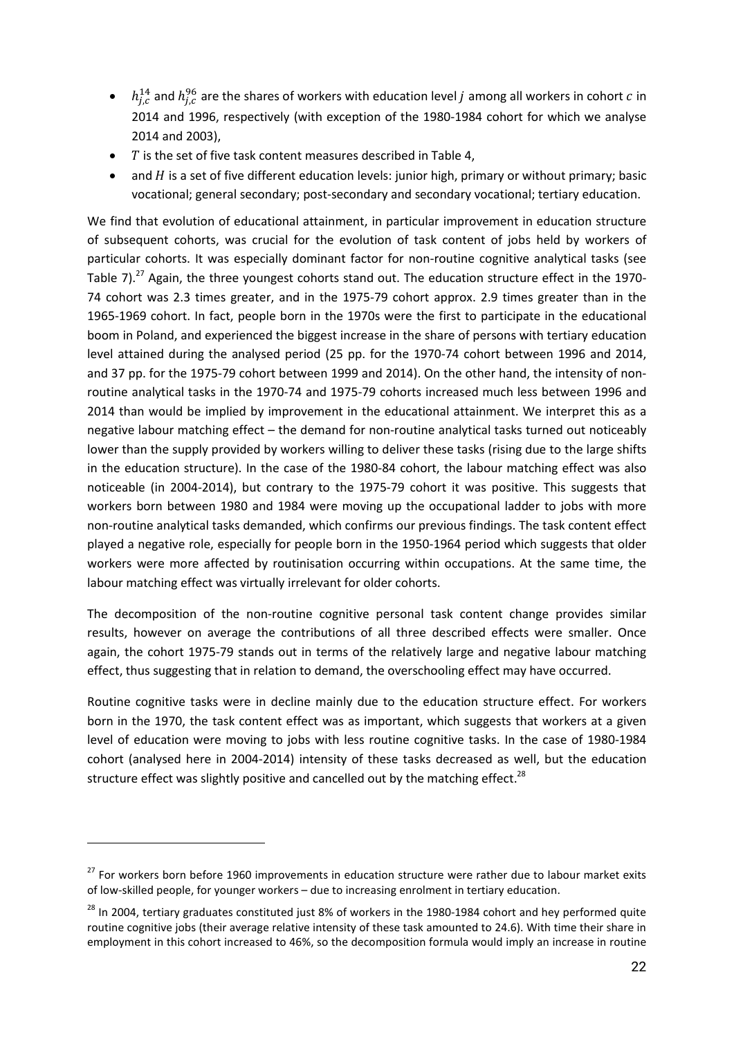- $h_{j,c}^{14}$ and $h_{j,c}^{96}$ are the shares of workers with education level $j$ among all workers in cohort $c$ in 2014 and 1996, respectively (with exception of the 1980-1984 cohort for which we analyse 2014 and 2003),
- $T$ is the set of five task content measures described in Table 4,
- and $H$ is a set of five different education levels: junior high, primary or without primary; basic vocational; general secondary; post-secondary and secondary vocational; tertiary education.

We find that evolution of educational attainment, in particular improvement in education structure of subsequent cohorts, was crucial for the evolution of task content of jobs held by workers of particular cohorts. It was especially dominant factor for non-routine cognitive analytical tasks (see Table 7).[27] Again, the three youngest cohorts stand out. The education structure effect in the 1970-74 cohort was 2.3 times greater, and in the 1975-79 cohort approx. 2.9 times greater than in the 1965-1969 cohort. In fact, people born in the 1970s were the first to participate in the educational boom in Poland, and experienced the biggest increase in the share of persons with tertiary education level attained during the analysed period (25 pp. for the 1970-74 cohort between 1996 and 2014, and 37 pp. for the 1975-79 cohort between 1999 and 2014). On the other hand, the intensity of non-routine analytical tasks in the 1970-74 and 1975-79 cohorts increased much less between 1996 and 2014 than would be implied by improvement in the educational attainment. We interpret this as a negative labour matching effect – the demand for non-routine analytical tasks turned out noticeably lower than the supply provided by workers willing to deliver these tasks (rising due to the large shifts in the education structure). In the case of the 1980-84 cohort, the labour matching effect was also noticeable (in 2004-2014), but contrary to the 1975-79 cohort it was positive. This suggests that workers born between 1980 and 1984 were moving up the occupational ladder to jobs with more non-routine analytical tasks demanded, which confirms our previous findings. The task content effect played a negative role, especially for people born in the 1950-1964 period which suggests that older workers were more affected by routinisation occurring within occupations. At the same time, the labour matching effect was virtually irrelevant for older cohorts.

The decomposition of the non-routine cognitive personal task content change provides similar results, however on average the contributions of all three described effects were smaller. Once again, the cohort 1975-79 stands out in terms of the relatively large and negative labour matching effect, thus suggesting that in relation to demand, the overschooling effect may have occurred.

Routine cognitive tasks were in decline mainly due to the education structure effect. For workers born in the 1970, the task content effect was as important, which suggests that workers at a given level of education were moving to jobs with less routine cognitive tasks. In the case of 1980-1984 cohort (analysed here in 2004-2014) intensity of these tasks decreased as well, but the education structure effect was slightly positive and cancelled out by the matching effect.[28]

---

[27] For workers born before 1960 improvements in education structure were rather due to labour market exits of low-skilled people, for younger workers – due to increasing enrolment in tertiary education.

[28] In 2004, tertiary graduates constituted just 8% of workers in the 1980-1984 cohort and hey performed quite routine cognitive jobs (their average relative intensity of these task amounted to 24.6). With time their share in employment in this cohort increased to 46%, so the decomposition formula would imply an increase in routine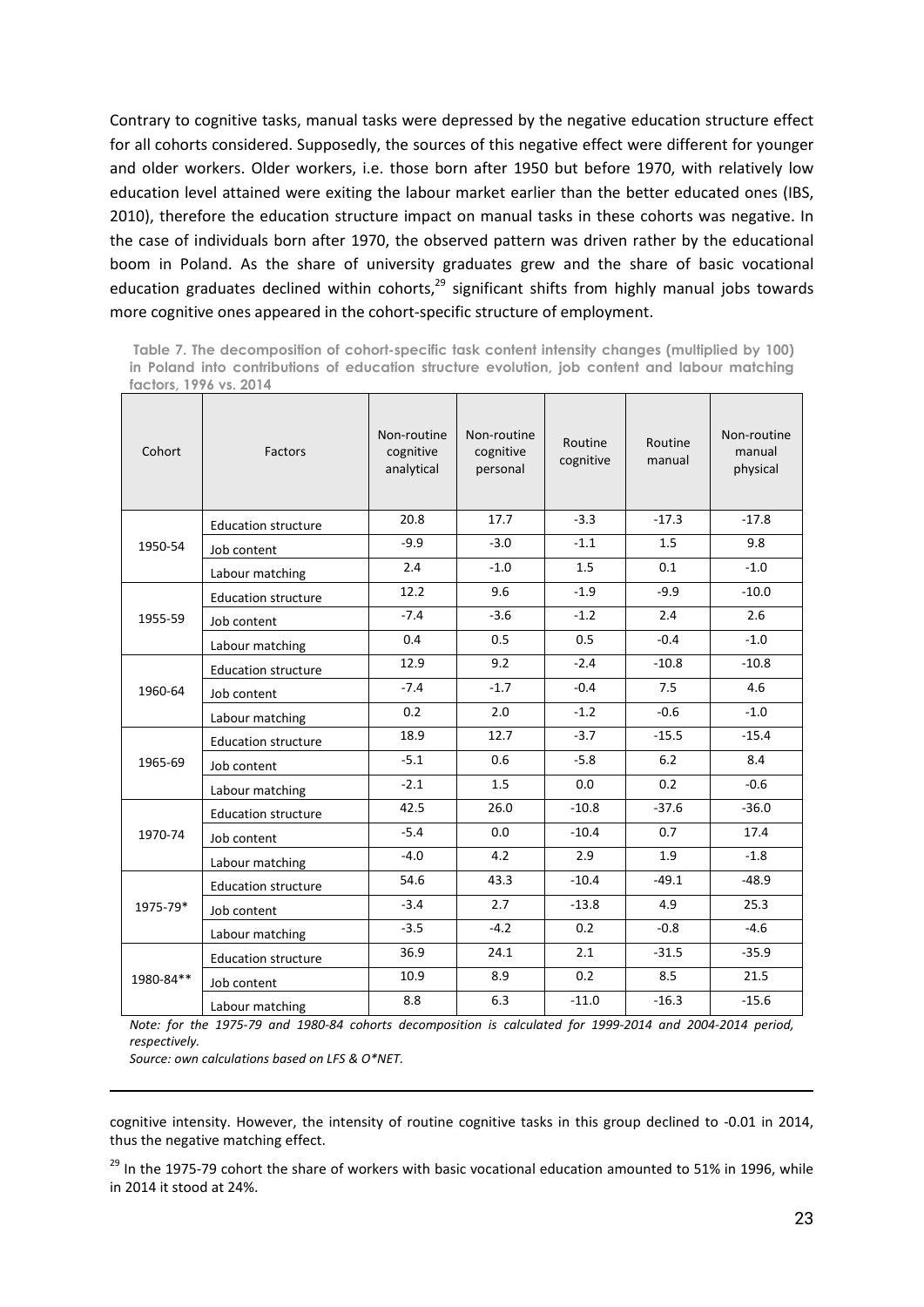Contrary to cognitive tasks, manual tasks were depressed by the negative education structure effect for all cohorts considered. Supposedly, the sources of this negative effect were different for younger and older workers. Older workers, i.e. those born after 1950 but before 1970, with relatively low education level attained were exiting the labour market earlier than the better educated ones (IBS, 2010), therefore the education structure impact on manual tasks in these cohorts was negative. In the case of individuals born after 1970, the observed pattern was driven rather by the educational boom in Poland. As the share of university graduates grew and the share of basic vocational education graduates declined within cohorts,[29] significant shifts from highly manual jobs towards more cognitive ones appeared in the cohort-specific structure of employment.

**Table 7. The decomposition of cohort-specific task content intensity changes (multiplied by 100) in Poland into contributions of education structure evolution, job content and labour matching factors, 1996 vs. 2014**

| Cohort | Factors | Non-routine cognitive analytical | Non-routine cognitive personal | Routine cognitive | Routine manual | Non-routine manual physical |
|---|---|---|---|---|---|---|
| 1950-54 | Education structure | 20.8 | 17.7 | -3.3 | -17.3 | -17.8 |
| | Job content | -9.9 | -3.0 | -1.1 | 1.5 | 9.8 |
| | Labour matching | 2.4 | -1.0 | 1.5 | 0.1 | -1.0 |
| 1955-59 | Education structure | 12.2 | 9.6 | -1.9 | -9.9 | -10.0 |
| | Job content | -7.4 | -3.6 | -1.2 | 2.4 | 2.6 |
| | Labour matching | 0.4 | 0.5 | 0.5 | -0.4 | -1.0 |
| 1960-64 | Education structure | 12.9 | 9.2 | -2.4 | -10.8 | -10.8 |
| | Job content | -7.4 | -1.7 | -0.4 | 7.5 | 4.6 |
| | Labour matching | 0.2 | 2.0 | -1.2 | -0.6 | -1.0 |
| 1965-69 | Education structure | 18.9 | 12.7 | -3.7 | -15.5 | -15.4 |
| | Job content | -5.1 | 0.6 | -5.8 | 6.2 | 8.4 |
| | Labour matching | -2.1 | 1.5 | 0.0 | 0.2 | -0.6 |
| 1970-74 | Education structure | 42.5 | 26.0 | -10.8 | -37.6 | -36.0 |
| | Job content | -5.4 | 0.0 | -10.4 | 0.7 | 17.4 |
| | Labour matching | -4.0 | 4.2 | 2.9 | 1.9 | -1.8 |
| 1975-79* | Education structure | 54.6 | 43.3 | -10.4 | -49.1 | -48.9 |
| | Job content | -3.4 | 2.7 | -13.8 | 4.9 | 25.3 |
| | Labour matching | -3.5 | -4.2 | 0.2 | -0.8 | -4.6 |
| 1980-84** | Education structure | 36.9 | 24.1 | 2.1 | -31.5 | -35.9 |
| | Job content | 10.9 | 8.9 | 0.2 | 8.5 | 21.5 |
| | Labour matching | 8.8 | 6.3 | -11.0 | -16.3 | -15.6 |

*Note: for the 1975-79 and 1980-84 cohorts decomposition is calculated for 1999-2014 and 2004-2014 period, respectively.*

*Source: own calculations based on LFS & O*NET.*

---

cognitive intensity. However, the intensity of routine cognitive tasks in this group declined to -0.01 in 2014, thus the negative matching effect.

[29] In the 1975-79 cohort the share of workers with basic vocational education amounted to 51% in 1996, while in 2014 it stood at 24%.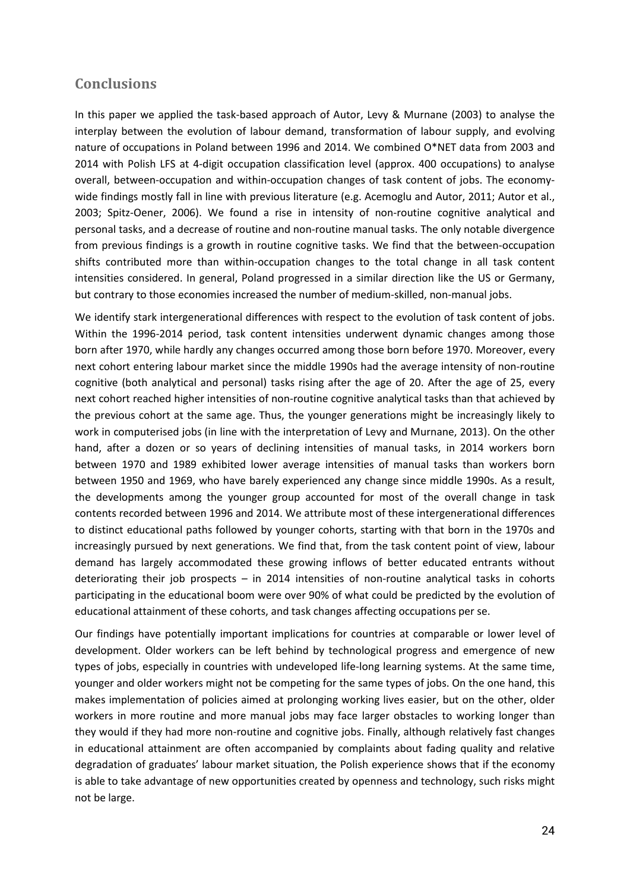## Conclusions

In this paper we applied the task-based approach of Autor, Levy & Murnane (2003) to analyse the interplay between the evolution of labour demand, transformation of labour supply, and evolving nature of occupations in Poland between 1996 and 2014. We combined O*NET data from 2003 and 2014 with Polish LFS at 4-digit occupation classification level (approx. 400 occupations) to analyse overall, between-occupation and within-occupation changes of task content of jobs. The economy-wide findings mostly fall in line with previous literature (e.g. Acemoglu and Autor, 2011; Autor et al., 2003; Spitz-Oener, 2006). We found a rise in intensity of non-routine cognitive analytical and personal tasks, and a decrease of routine and non-routine manual tasks. The only notable divergence from previous findings is a growth in routine cognitive tasks. We find that the between-occupation shifts contributed more than within-occupation changes to the total change in all task content intensities considered. In general, Poland progressed in a similar direction like the US or Germany, but contrary to those economies increased the number of medium-skilled, non-manual jobs.

We identify stark intergenerational differences with respect to the evolution of task content of jobs. Within the 1996-2014 period, task content intensities underwent dynamic changes among those born after 1970, while hardly any changes occurred among those born before 1970. Moreover, every next cohort entering labour market since the middle 1990s had the average intensity of non-routine cognitive (both analytical and personal) tasks rising after the age of 20. After the age of 25, every next cohort reached higher intensities of non-routine cognitive analytical tasks than that achieved by the previous cohort at the same age. Thus, the younger generations might be increasingly likely to work in computerised jobs (in line with the interpretation of Levy and Murnane, 2013). On the other hand, after a dozen or so years of declining intensities of manual tasks, in 2014 workers born between 1970 and 1989 exhibited lower average intensities of manual tasks than workers born between 1950 and 1969, who have barely experienced any change since middle 1990s. As a result, the developments among the younger group accounted for most of the overall change in task contents recorded between 1996 and 2014. We attribute most of these intergenerational differences to distinct educational paths followed by younger cohorts, starting with that born in the 1970s and increasingly pursued by next generations. We find that, from the task content point of view, labour demand has largely accommodated these growing inflows of better educated entrants without deteriorating their job prospects – in 2014 intensities of non-routine analytical tasks in cohorts participating in the educational boom were over 90% of what could be predicted by the evolution of educational attainment of these cohorts, and task changes affecting occupations per se.

Our findings have potentially important implications for countries at comparable or lower level of development. Older workers can be left behind by technological progress and emergence of new types of jobs, especially in countries with undeveloped life-long learning systems. At the same time, younger and older workers might not be competing for the same types of jobs. On the one hand, this makes implementation of policies aimed at prolonging working lives easier, but on the other, older workers in more routine and more manual jobs may face larger obstacles to working longer than they would if they had more non-routine and cognitive jobs. Finally, although relatively fast changes in educational attainment are often accompanied by complaints about fading quality and relative degradation of graduates' labour market situation, the Polish experience shows that if the economy is able to take advantage of new opportunities created by openness and technology, such risks might not be large.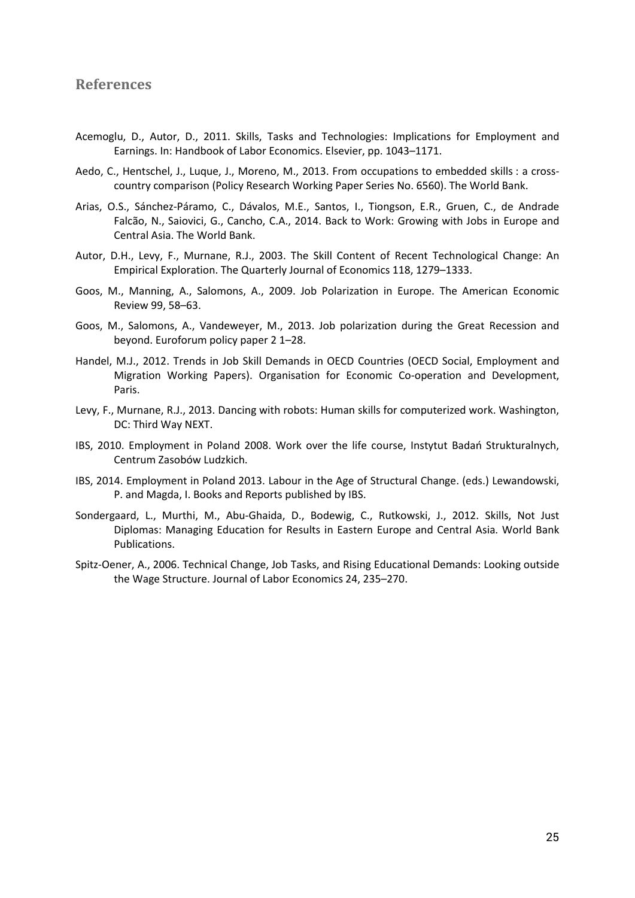## References

Acemoglu, D., Autor, D., 2011. Skills, Tasks and Technologies: Implications for Employment and Earnings. In: Handbook of Labor Economics. Elsevier, pp. 1043–1171.

Aedo, C., Hentschel, J., Luque, J., Moreno, M., 2013. From occupations to embedded skills : a cross-country comparison (Policy Research Working Paper Series No. 6560). The World Bank.

Arias, O.S., Sánchez-Páramo, C., Dávalos, M.E., Santos, I., Tiongson, E.R., Gruen, C., de Andrade Falcão, N., Saiovici, G., Cancho, C.A., 2014. Back to Work: Growing with Jobs in Europe and Central Asia. The World Bank.

Autor, D.H., Levy, F., Murnane, R.J., 2003. The Skill Content of Recent Technological Change: An Empirical Exploration. The Quarterly Journal of Economics 118, 1279–1333.

Goos, M., Manning, A., Salomons, A., 2009. Job Polarization in Europe. The American Economic Review 99, 58–63.

Goos, M., Salomons, A., Vandeweyer, M., 2013. Job polarization during the Great Recession and beyond. Euroforum policy paper 2 1–28.

Handel, M.J., 2012. Trends in Job Skill Demands in OECD Countries (OECD Social, Employment and Migration Working Papers). Organisation for Economic Co-operation and Development, Paris.

Levy, F., Murnane, R.J., 2013. Dancing with robots: Human skills for computerized work. Washington, DC: Third Way NEXT.

IBS, 2010. Employment in Poland 2008. Work over the life course, Instytut Badań Strukturalnych, Centrum Zasobów Ludzkich.

IBS, 2014. Employment in Poland 2013. Labour in the Age of Structural Change. (eds.) Lewandowski, P. and Magda, I. Books and Reports published by IBS.

Sondergaard, L., Murthi, M., Abu-Ghaida, D., Bodewig, C., Rutkowski, J., 2012. Skills, Not Just Diplomas: Managing Education for Results in Eastern Europe and Central Asia. World Bank Publications.

Spitz-Oener, A., 2006. Technical Change, Job Tasks, and Rising Educational Demands: Looking outside the Wage Structure. Journal of Labor Economics 24, 235–270.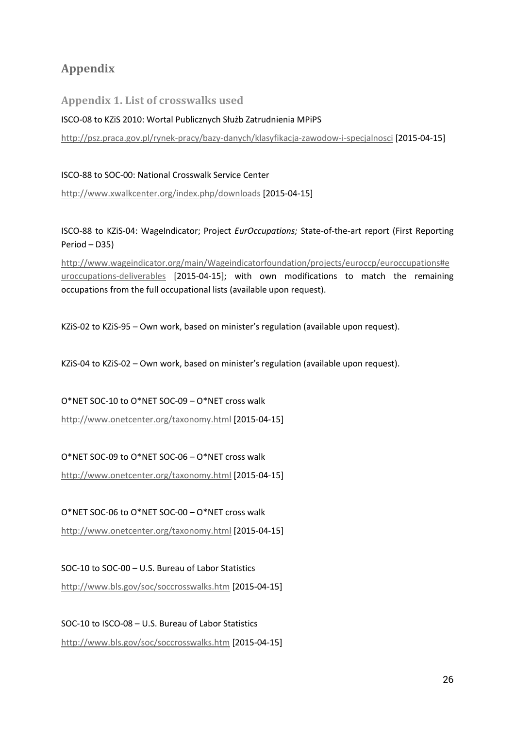# Appendix

## Appendix 1. List of crosswalks used

ISCO-08 to KZiS 2010: Wortal Publicznych Służb Zatrudnienia MPiPS

http://psz.praca.gov.pl/rynek-pracy/bazy-danych/klasyfikacja-zawodow-i-specjalnosci [2015-04-15]

ISCO-88 to SOC-00: National Crosswalk Service Center

http://www.xwalkcenter.org/index.php/downloads [2015-04-15]

ISCO-88 to KZiS-04: WageIndicator; Project *EurOccupations;* State-of-the-art report (First Reporting Period – D35)

http://www.wageindicator.org/main/Wageindicatorfoundation/projects/euroccp/euroccupations#euroccupations-deliverables [2015-04-15]; with own modifications to match the remaining occupations from the full occupational lists (available upon request).

KZiS-02 to KZiS-95 – Own work, based on minister's regulation (available upon request).

KZiS-04 to KZiS-02 – Own work, based on minister's regulation (available upon request).

O*NET SOC-10 to O*NET SOC-09 – O*NET cross walk

http://www.onetcenter.org/taxonomy.html [2015-04-15]

O*NET SOC-09 to O*NET SOC-06 – O*NET cross walk

http://www.onetcenter.org/taxonomy.html [2015-04-15]

O*NET SOC-06 to O*NET SOC-00 – O*NET cross walk

http://www.onetcenter.org/taxonomy.html [2015-04-15]

SOC-10 to SOC-00 – U.S. Bureau of Labor Statistics

http://www.bls.gov/soc/soccrosswalks.htm [2015-04-15]

SOC-10 to ISCO-08 – U.S. Bureau of Labor Statistics

http://www.bls.gov/soc/soccrosswalks.htm [2015-04-15]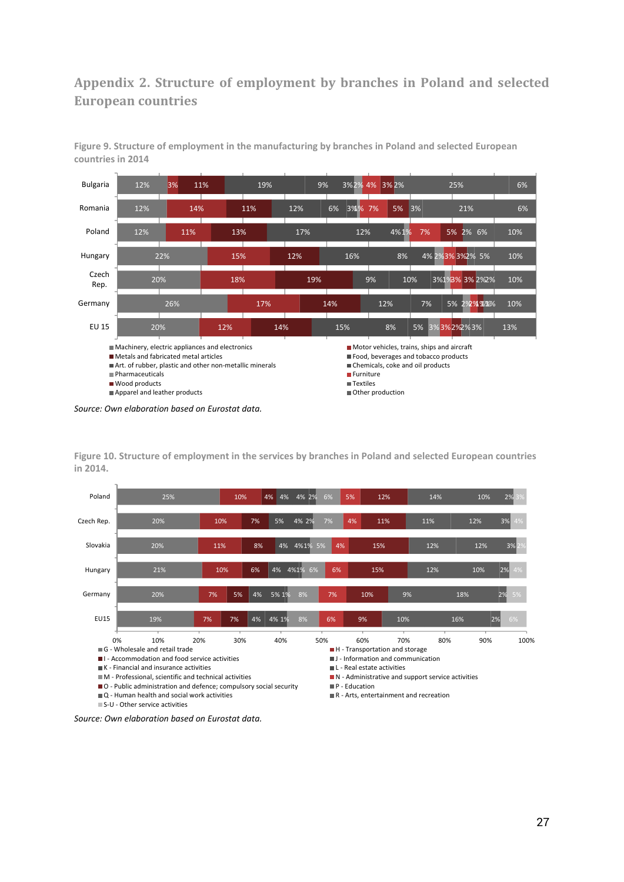## Appendix 2. Structure of employment by branches in Poland and selected European countries

**Figure 9. Structure of employment in the manufacturing by branches in Poland and selected European countries in 2014**

| Country | | | | | | | | | | | | | |
|---|---|---|---|---|---|---|---|---|---|---|---|---|---|
| Bulgaria | 12% | 3% | 11% | 19% | 9% | 3% | 2% | 4% | 3% | 2% | 25% | 6% | |
| Romania | 12% | 14% | 11% | 12% | 6% | 3% | 1% | 7% | 5% | 3% | 21% | 6% | |
| Poland | 12% | 11% | 13% | 17% | 12% | 4% | 1% | 7% | 5% | 2% | 6% | 10% | |
| Hungary | 22% | 15% | 12% | 16% | 8% | 4% | 2% | 3% | 3% | 2% | 5% | 10% | |
| Czech Rep. | 20% | 18% | 19% | 9% | 10% | 3% | 1% | 3% | 3% | 2% | 2% | 10% | |
| Germany | 26% | 17% | 14% | 12% | 7% | 5% | 2% | 2% | 1% | 1% | 1% | 10% | |
| EU 15 | 20% | 12% | 14% | 15% | 8% | 5% | 3% | 3% | 2% | 2% | 3% | 13% | |

- Machinery, electric appliances and electronics
- Motor vehicles, trains, ships and aircraft
- Metals and fabricated metal articles
- Food, beverages and tobacco products
- Art. of rubber, plastic and other non-metallic minerals
- Chemicals, coke and oil products
- Pharmaceuticals
- Furniture
- Wood products
- Textiles
- Apparel and leather products
- Other production

*Source: Own elaboration based on Eurostat data.*

**Figure 10. Structure of employment in the services by branches in Poland and selected European countries in 2014.**

| Country | | | | | | | | | | | | | |
|---|---|---|---|---|---|---|---|---|---|---|---|---|---|
| Poland | 25% | 10% | 4% | 4% | 4% | 2% | 6% | 5% | 12% | 14% | 10% | 2% | 3% |
| Czech Rep. | 20% | 10% | 7% | 5% | 4% | 2% | 7% | 4% | 11% | 11% | 12% | 3% | 4% |
| Slovakia | 20% | 11% | 8% | 4% | 4% | 1% | 5% | 4% | 15% | 12% | 12% | 3% | 2% |
| Hungary | 21% | 10% | 6% | 4% | 4% | 1% | 6% | 6% | 15% | 12% | 10% | 2% | 4% |
| Germany | 20% | 7% | 5% | 4% | 5% | 1% | 8% | 7% | 10% | 9% | 18% | 2% | 5% |
| EU15 | 19% | 7% | 7% | 4% | 4% | 1% | 8% | 6% | 9% | 10% | 16% | 2% | 6% |

- G - Wholesale and retail trade
- H - Transportation and storage
- I - Accommodation and food service activities
- J - Information and communication
- K - Financial and insurance activities
- L - Real estate activities
- M - Professional, scientific and technical activities
- N - Administrative and support service activities
- O - Public administration and defence; compulsory social security
- P - Education
- Q - Human health and social work activities
- R - Arts, entertainment and recreation
- S-U - Other service activities

*Source: Own elaboration based on Eurostat data.*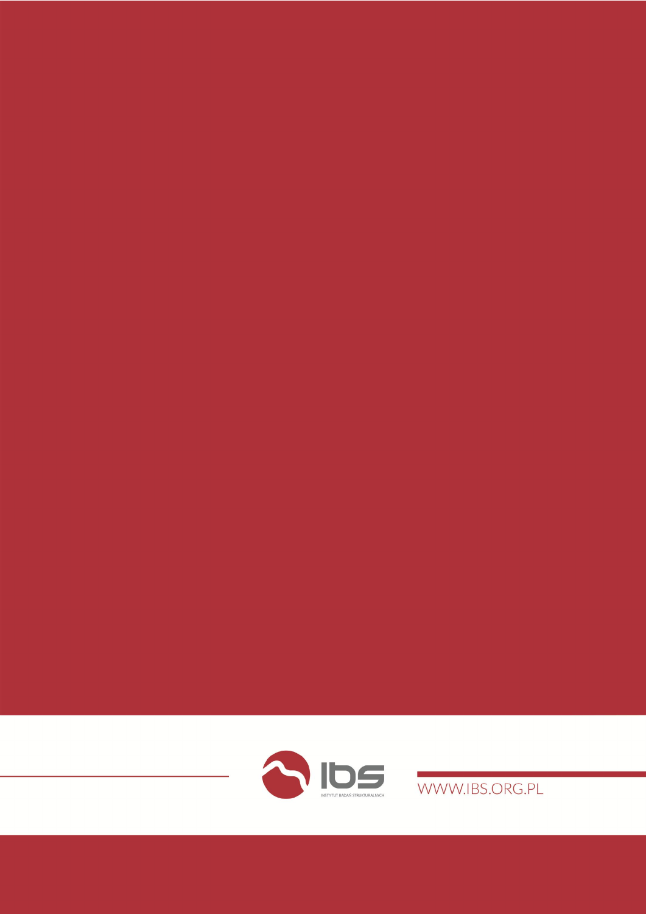ibs

INSTYTUT BADAŃ STRUKTURALNYCH

WWW.IBS.ORG.PL